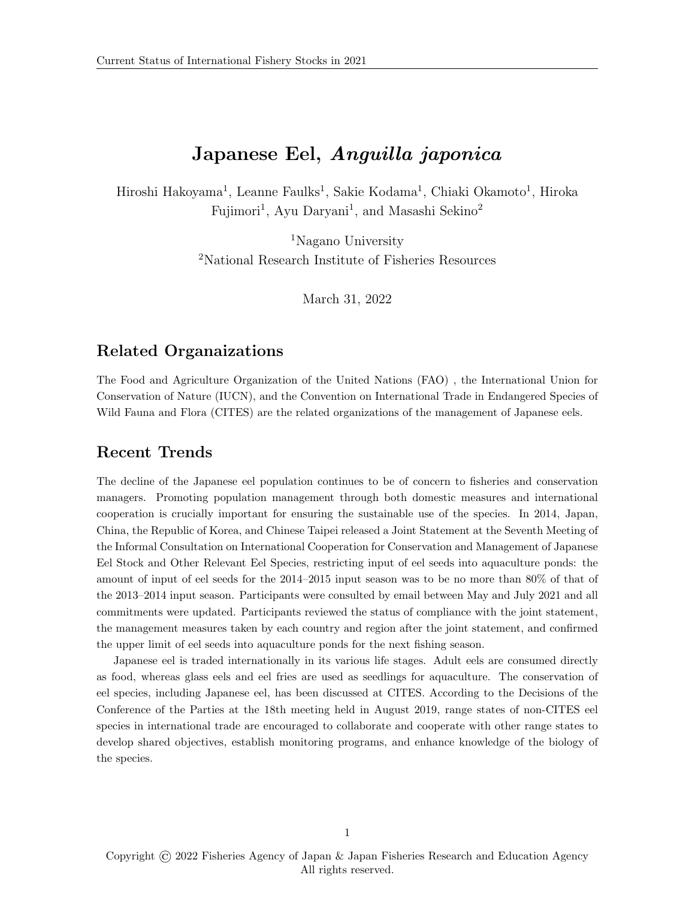# Japanese Eel, *Anguilla japonica*

Hiroshi Hakoyama[1], Leanne Faulks[1], Sakie Kodama[1], Chiaki Okamoto[1], Hiroka Fujimori[1], Ayu Daryani[1], and Masashi Sekino[2]

[1]Nagano University
[2]National Research Institute of Fisheries Resources

March 31, 2022

## Related Organaizations

The Food and Agriculture Organization of the United Nations (FAO) , the International Union for Conservation of Nature (IUCN), and the Convention on International Trade in Endangered Species of Wild Fauna and Flora (CITES) are the related organizations of the management of Japanese eels.

## Recent Trends

The decline of the Japanese eel population continues to be of concern to fisheries and conservation managers. Promoting population management through both domestic measures and international cooperation is crucially important for ensuring the sustainable use of the species. In 2014, Japan, China, the Republic of Korea, and Chinese Taipei released a Joint Statement at the Seventh Meeting of the Informal Consultation on International Cooperation for Conservation and Management of Japanese Eel Stock and Other Relevant Eel Species, restricting input of eel seeds into aquaculture ponds: the amount of input of eel seeds for the 2014–2015 input season was to be no more than 80% of that of the 2013–2014 input season. Participants were consulted by email between May and July 2021 and all commitments were updated. Participants reviewed the status of compliance with the joint statement, the management measures taken by each country and region after the joint statement, and confirmed the upper limit of eel seeds into aquaculture ponds for the next fishing season.

Japanese eel is traded internationally in its various life stages. Adult eels are consumed directly as food, whereas glass eels and eel fries are used as seedlings for aquaculture. The conservation of eel species, including Japanese eel, has been discussed at CITES. According to the Decisions of the Conference of the Parties at the 18th meeting held in August 2019, range states of non-CITES eel species in international trade are encouraged to collaborate and cooperate with other range states to develop shared objectives, establish monitoring programs, and enhance knowledge of the biology of the species.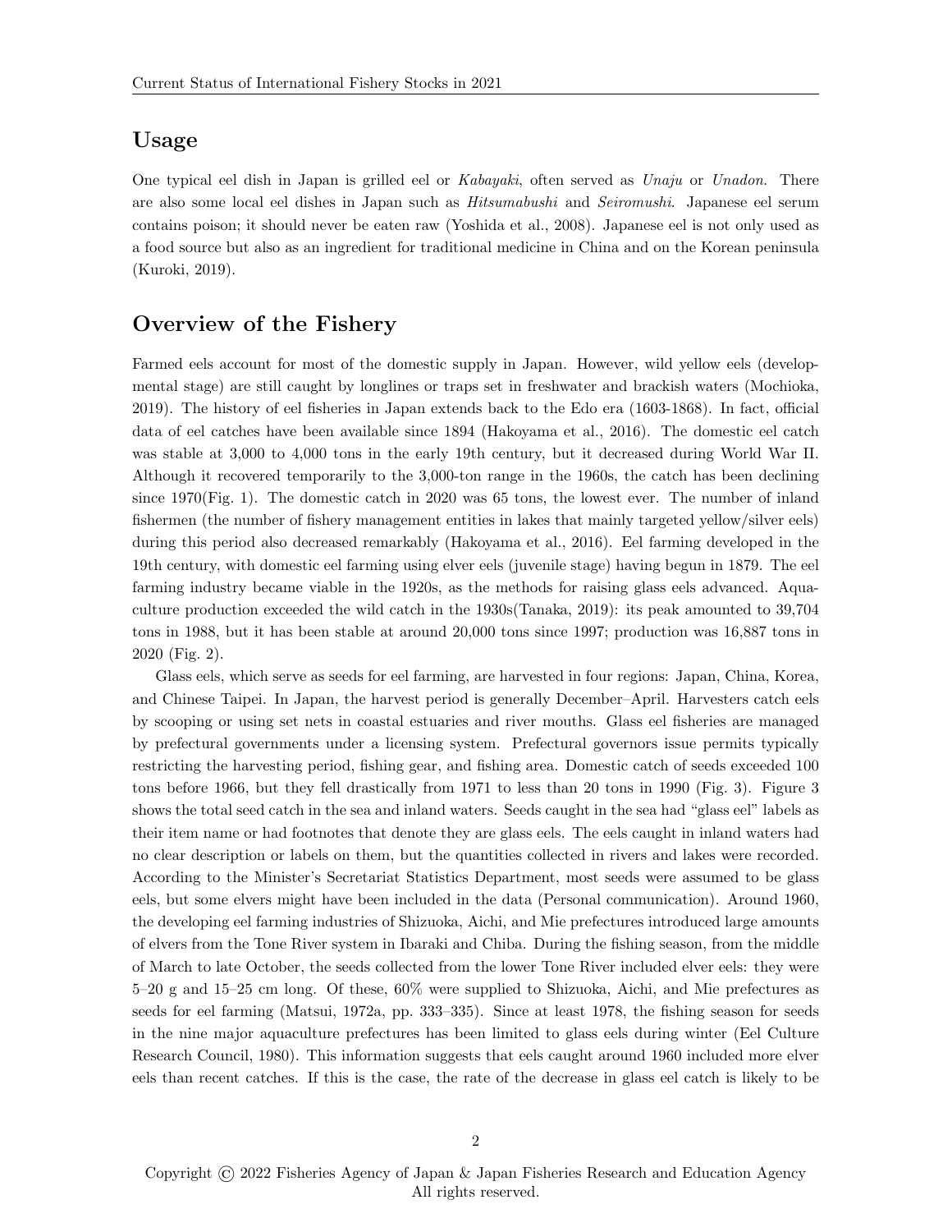## Usage

One typical eel dish in Japan is grilled eel or *Kabayaki*, often served as *Unaju* or *Unadon*. There are also some local eel dishes in Japan such as *Hitsumabushi* and *Seiromushi*. Japanese eel serum contains poison; it should never be eaten raw (Yoshida et al., 2008). Japanese eel is not only used as a food source but also as an ingredient for traditional medicine in China and on the Korean peninsula (Kuroki, 2019).

## Overview of the Fishery

Farmed eels account for most of the domestic supply in Japan. However, wild yellow eels (developmental stage) are still caught by longlines or traps set in freshwater and brackish waters (Mochioka, 2019). The history of eel fisheries in Japan extends back to the Edo era (1603-1868). In fact, official data of eel catches have been available since 1894 (Hakoyama et al., 2016). The domestic eel catch was stable at 3,000 to 4,000 tons in the early 19th century, but it decreased during World War II. Although it recovered temporarily to the 3,000-ton range in the 1960s, the catch has been declining since 1970(Fig. 1). The domestic catch in 2020 was 65 tons, the lowest ever. The number of inland fishermen (the number of fishery management entities in lakes that mainly targeted yellow/silver eels) during this period also decreased remarkably (Hakoyama et al., 2016). Eel farming developed in the 19th century, with domestic eel farming using elver eels (juvenile stage) having begun in 1879. The eel farming industry became viable in the 1920s, as the methods for raising glass eels advanced. Aquaculture production exceeded the wild catch in the 1930s(Tanaka, 2019): its peak amounted to 39,704 tons in 1988, but it has been stable at around 20,000 tons since 1997; production was 16,887 tons in 2020 (Fig. 2).

Glass eels, which serve as seeds for eel farming, are harvested in four regions: Japan, China, Korea, and Chinese Taipei. In Japan, the harvest period is generally December–April. Harvesters catch eels by scooping or using set nets in coastal estuaries and river mouths. Glass eel fisheries are managed by prefectural governments under a licensing system. Prefectural governors issue permits typically restricting the harvesting period, fishing gear, and fishing area. Domestic catch of seeds exceeded 100 tons before 1966, but they fell drastically from 1971 to less than 20 tons in 1990 (Fig. 3). Figure 3 shows the total seed catch in the sea and inland waters. Seeds caught in the sea had "glass eel" labels as their item name or had footnotes that denote they are glass eels. The eels caught in inland waters had no clear description or labels on them, but the quantities collected in rivers and lakes were recorded. According to the Minister's Secretariat Statistics Department, most seeds were assumed to be glass eels, but some elvers might have been included in the data (Personal communication). Around 1960, the developing eel farming industries of Shizuoka, Aichi, and Mie prefectures introduced large amounts of elvers from the Tone River system in Ibaraki and Chiba. During the fishing season, from the middle of March to late October, the seeds collected from the lower Tone River included elver eels: they were 5–20 g and 15–25 cm long. Of these, 60% were supplied to Shizuoka, Aichi, and Mie prefectures as seeds for eel farming (Matsui, 1972a, pp. 333–335). Since at least 1978, the fishing season for seeds in the nine major aquaculture prefectures has been limited to glass eels during winter (Eel Culture Research Council, 1980). This information suggests that eels caught around 1960 included more elver eels than recent catches. If this is the case, the rate of the decrease in glass eel catch is likely to be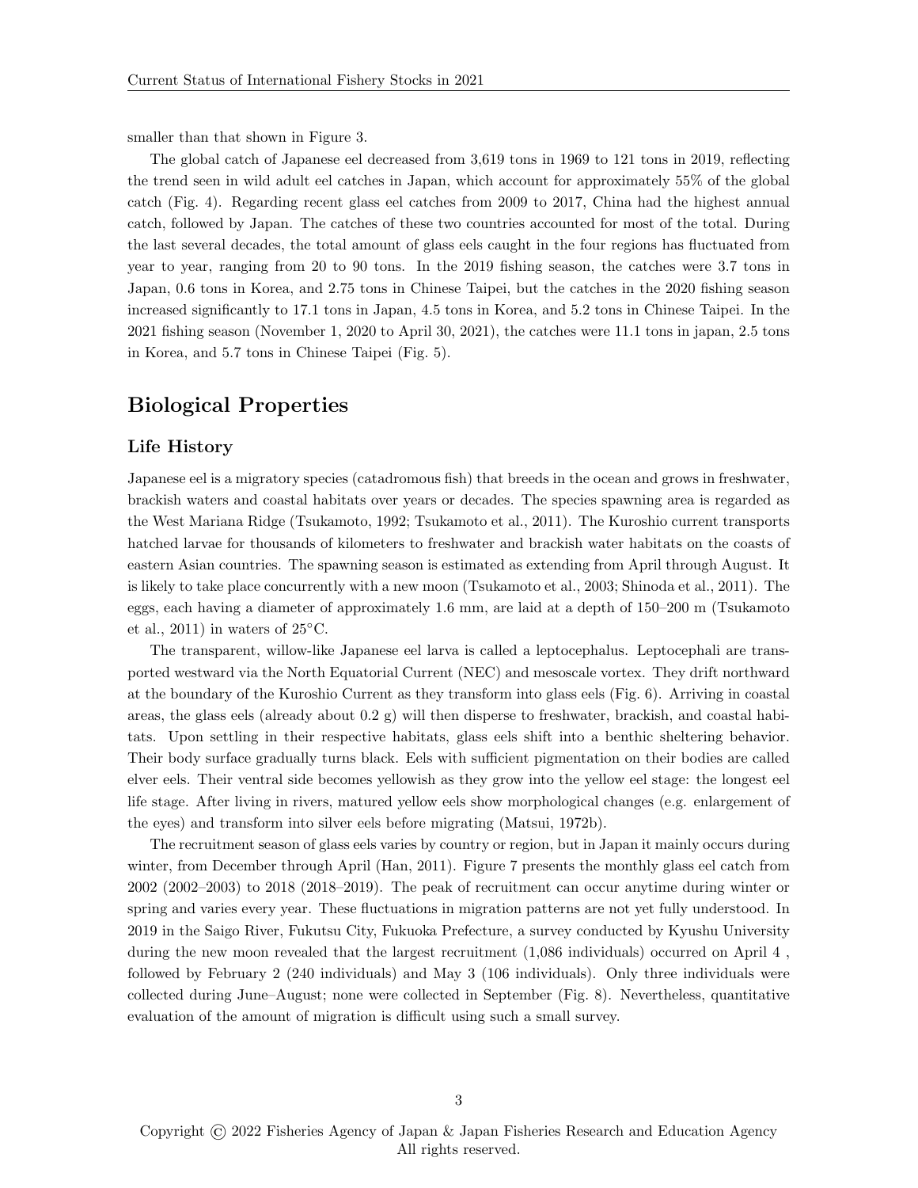smaller than that shown in Figure 3.

The global catch of Japanese eel decreased from 3,619 tons in 1969 to 121 tons in 2019, reflecting the trend seen in wild adult eel catches in Japan, which account for approximately 55% of the global catch (Fig. 4). Regarding recent glass eel catches from 2009 to 2017, China had the highest annual catch, followed by Japan. The catches of these two countries accounted for most of the total. During the last several decades, the total amount of glass eels caught in the four regions has fluctuated from year to year, ranging from 20 to 90 tons. In the 2019 fishing season, the catches were 3.7 tons in Japan, 0.6 tons in Korea, and 2.75 tons in Chinese Taipei, but the catches in the 2020 fishing season increased significantly to 17.1 tons in Japan, 4.5 tons in Korea, and 5.2 tons in Chinese Taipei. In the 2021 fishing season (November 1, 2020 to April 30, 2021), the catches were 11.1 tons in japan, 2.5 tons in Korea, and 5.7 tons in Chinese Taipei (Fig. 5).

## Biological Properties

### Life History

Japanese eel is a migratory species (catadromous fish) that breeds in the ocean and grows in freshwater, brackish waters and coastal habitats over years or decades. The species spawning area is regarded as the West Mariana Ridge (Tsukamoto, 1992; Tsukamoto et al., 2011). The Kuroshio current transports hatched larvae for thousands of kilometers to freshwater and brackish water habitats on the coasts of eastern Asian countries. The spawning season is estimated as extending from April through August. It is likely to take place concurrently with a new moon (Tsukamoto et al., 2003; Shinoda et al., 2011). The eggs, each having a diameter of approximately 1.6 mm, are laid at a depth of 150–200 m (Tsukamoto et al., 2011) in waters of 25°C.

The transparent, willow-like Japanese eel larva is called a leptocephalus. Leptocephali are transported westward via the North Equatorial Current (NEC) and mesoscale vortex. They drift northward at the boundary of the Kuroshio Current as they transform into glass eels (Fig. 6). Arriving in coastal areas, the glass eels (already about 0.2 g) will then disperse to freshwater, brackish, and coastal habitats. Upon settling in their respective habitats, glass eels shift into a benthic sheltering behavior. Their body surface gradually turns black. Eels with sufficient pigmentation on their bodies are called elver eels. Their ventral side becomes yellowish as they grow into the yellow eel stage: the longest eel life stage. After living in rivers, matured yellow eels show morphological changes (e.g. enlargement of the eyes) and transform into silver eels before migrating (Matsui, 1972b).

The recruitment season of glass eels varies by country or region, but in Japan it mainly occurs during winter, from December through April (Han, 2011). Figure 7 presents the monthly glass eel catch from 2002 (2002–2003) to 2018 (2018–2019). The peak of recruitment can occur anytime during winter or spring and varies every year. These fluctuations in migration patterns are not yet fully understood. In 2019 in the Saigo River, Fukutsu City, Fukuoka Prefecture, a survey conducted by Kyushu University during the new moon revealed that the largest recruitment (1,086 individuals) occurred on April 4 , followed by February 2 (240 individuals) and May 3 (106 individuals). Only three individuals were collected during June–August; none were collected in September (Fig. 8). Nevertheless, quantitative evaluation of the amount of migration is difficult using such a small survey.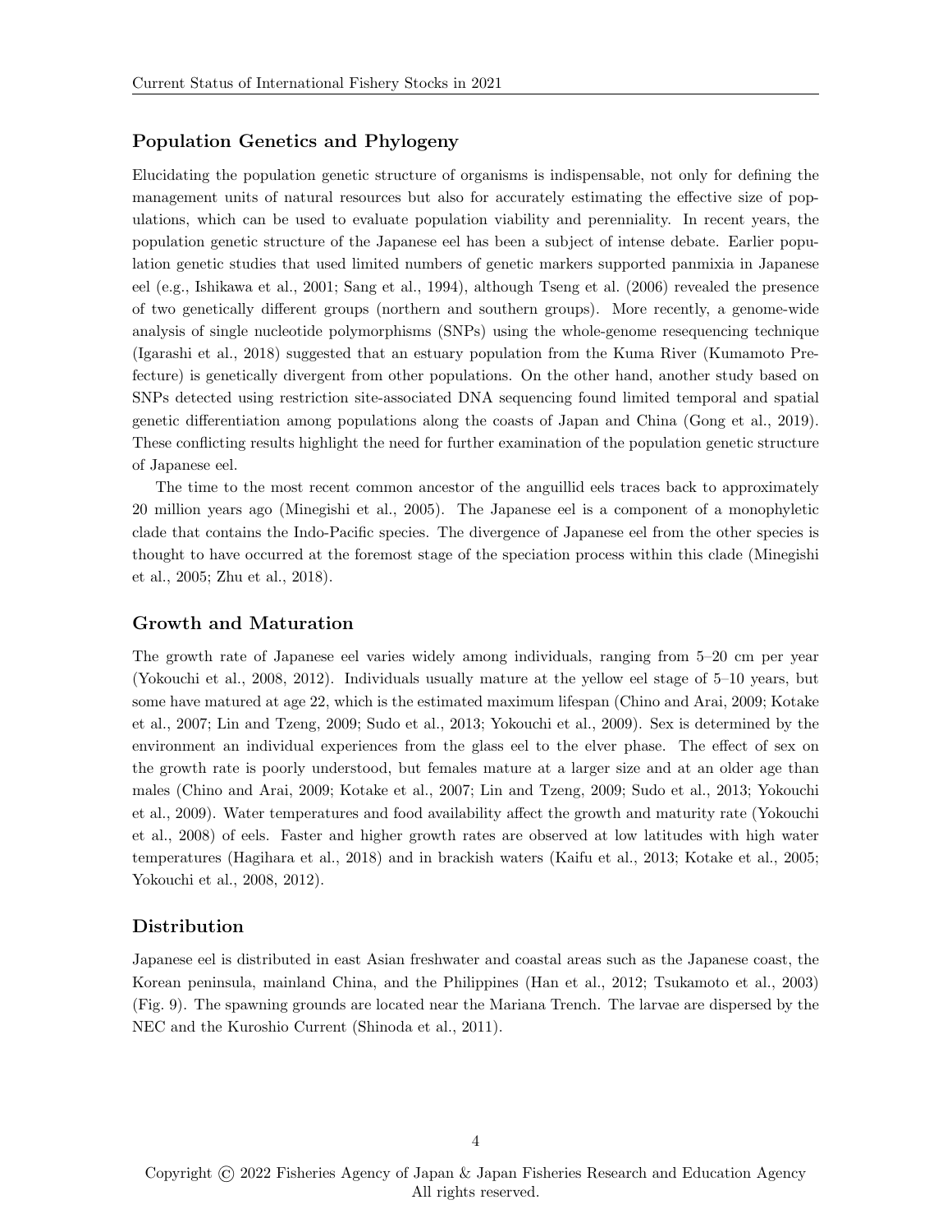## Population Genetics and Phylogeny

Elucidating the population genetic structure of organisms is indispensable, not only for defining the management units of natural resources but also for accurately estimating the effective size of populations, which can be used to evaluate population viability and perenniality. In recent years, the population genetic structure of the Japanese eel has been a subject of intense debate. Earlier population genetic studies that used limited numbers of genetic markers supported panmixia in Japanese eel (e.g., Ishikawa et al., 2001; Sang et al., 1994), although Tseng et al. (2006) revealed the presence of two genetically different groups (northern and southern groups). More recently, a genome-wide analysis of single nucleotide polymorphisms (SNPs) using the whole-genome resequencing technique (Igarashi et al., 2018) suggested that an estuary population from the Kuma River (Kumamoto Prefecture) is genetically divergent from other populations. On the other hand, another study based on SNPs detected using restriction site-associated DNA sequencing found limited temporal and spatial genetic differentiation among populations along the coasts of Japan and China (Gong et al., 2019). These conflicting results highlight the need for further examination of the population genetic structure of Japanese eel.

The time to the most recent common ancestor of the anguillid eels traces back to approximately 20 million years ago (Minegishi et al., 2005). The Japanese eel is a component of a monophyletic clade that contains the Indo-Pacific species. The divergence of Japanese eel from the other species is thought to have occurred at the foremost stage of the speciation process within this clade (Minegishi et al., 2005; Zhu et al., 2018).

## Growth and Maturation

The growth rate of Japanese eel varies widely among individuals, ranging from 5–20 cm per year (Yokouchi et al., 2008, 2012). Individuals usually mature at the yellow eel stage of 5–10 years, but some have matured at age 22, which is the estimated maximum lifespan (Chino and Arai, 2009; Kotake et al., 2007; Lin and Tzeng, 2009; Sudo et al., 2013; Yokouchi et al., 2009). Sex is determined by the environment an individual experiences from the glass eel to the elver phase. The effect of sex on the growth rate is poorly understood, but females mature at a larger size and at an older age than males (Chino and Arai, 2009; Kotake et al., 2007; Lin and Tzeng, 2009; Sudo et al., 2013; Yokouchi et al., 2009). Water temperatures and food availability affect the growth and maturity rate (Yokouchi et al., 2008) of eels. Faster and higher growth rates are observed at low latitudes with high water temperatures (Hagihara et al., 2018) and in brackish waters (Kaifu et al., 2013; Kotake et al., 2005; Yokouchi et al., 2008, 2012).

## Distribution

Japanese eel is distributed in east Asian freshwater and coastal areas such as the Japanese coast, the Korean peninsula, mainland China, and the Philippines (Han et al., 2012; Tsukamoto et al., 2003) (Fig. 9). The spawning grounds are located near the Mariana Trench. The larvae are dispersed by the NEC and the Kuroshio Current (Shinoda et al., 2011).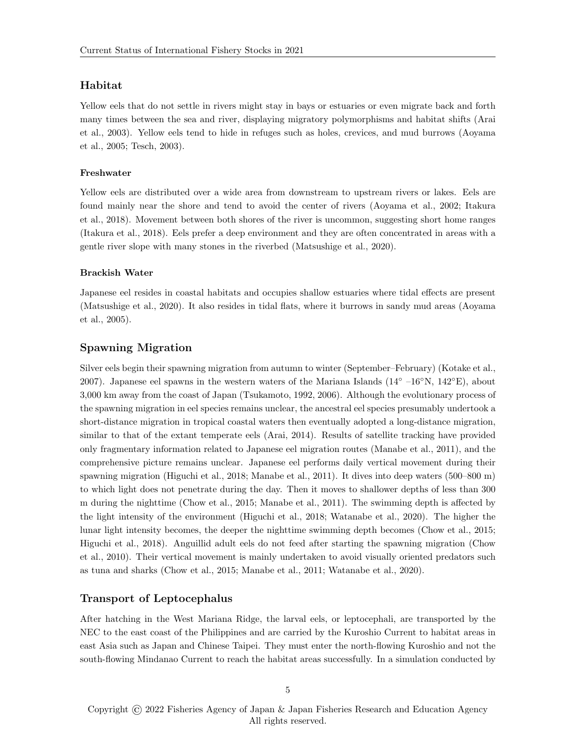## Habitat

Yellow eels that do not settle in rivers might stay in bays or estuaries or even migrate back and forth many times between the sea and river, displaying migratory polymorphisms and habitat shifts (Arai et al., 2003). Yellow eels tend to hide in refuges such as holes, crevices, and mud burrows (Aoyama et al., 2005; Tesch, 2003).

### Freshwater

Yellow eels are distributed over a wide area from downstream to upstream rivers or lakes. Eels are found mainly near the shore and tend to avoid the center of rivers (Aoyama et al., 2002; Itakura et al., 2018). Movement between both shores of the river is uncommon, suggesting short home ranges (Itakura et al., 2018). Eels prefer a deep environment and they are often concentrated in areas with a gentle river slope with many stones in the riverbed (Matsushige et al., 2020).

### Brackish Water

Japanese eel resides in coastal habitats and occupies shallow estuaries where tidal effects are present (Matsushige et al., 2020). It also resides in tidal flats, where it burrows in sandy mud areas (Aoyama et al., 2005).

## Spawning Migration

Silver eels begin their spawning migration from autumn to winter (September–February) (Kotake et al., 2007). Japanese eel spawns in the western waters of the Mariana Islands (14° –16°N, 142°E), about 3,000 km away from the coast of Japan (Tsukamoto, 1992, 2006). Although the evolutionary process of the spawning migration in eel species remains unclear, the ancestral eel species presumably undertook a short-distance migration in tropical coastal waters then eventually adopted a long-distance migration, similar to that of the extant temperate eels (Arai, 2014). Results of satellite tracking have provided only fragmentary information related to Japanese eel migration routes (Manabe et al., 2011), and the comprehensive picture remains unclear. Japanese eel performs daily vertical movement during their spawning migration (Higuchi et al., 2018; Manabe et al., 2011). It dives into deep waters (500–800 m) to which light does not penetrate during the day. Then it moves to shallower depths of less than 300 m during the nighttime (Chow et al., 2015; Manabe et al., 2011). The swimming depth is affected by the light intensity of the environment (Higuchi et al., 2018; Watanabe et al., 2020). The higher the lunar light intensity becomes, the deeper the nighttime swimming depth becomes (Chow et al., 2015; Higuchi et al., 2018). Anguillid adult eels do not feed after starting the spawning migration (Chow et al., 2010). Their vertical movement is mainly undertaken to avoid visually oriented predators such as tuna and sharks (Chow et al., 2015; Manabe et al., 2011; Watanabe et al., 2020).

## Transport of Leptocephalus

After hatching in the West Mariana Ridge, the larval eels, or leptocephali, are transported by the NEC to the east coast of the Philippines and are carried by the Kuroshio Current to habitat areas in east Asia such as Japan and Chinese Taipei. They must enter the north-flowing Kuroshio and not the south-flowing Mindanao Current to reach the habitat areas successfully. In a simulation conducted by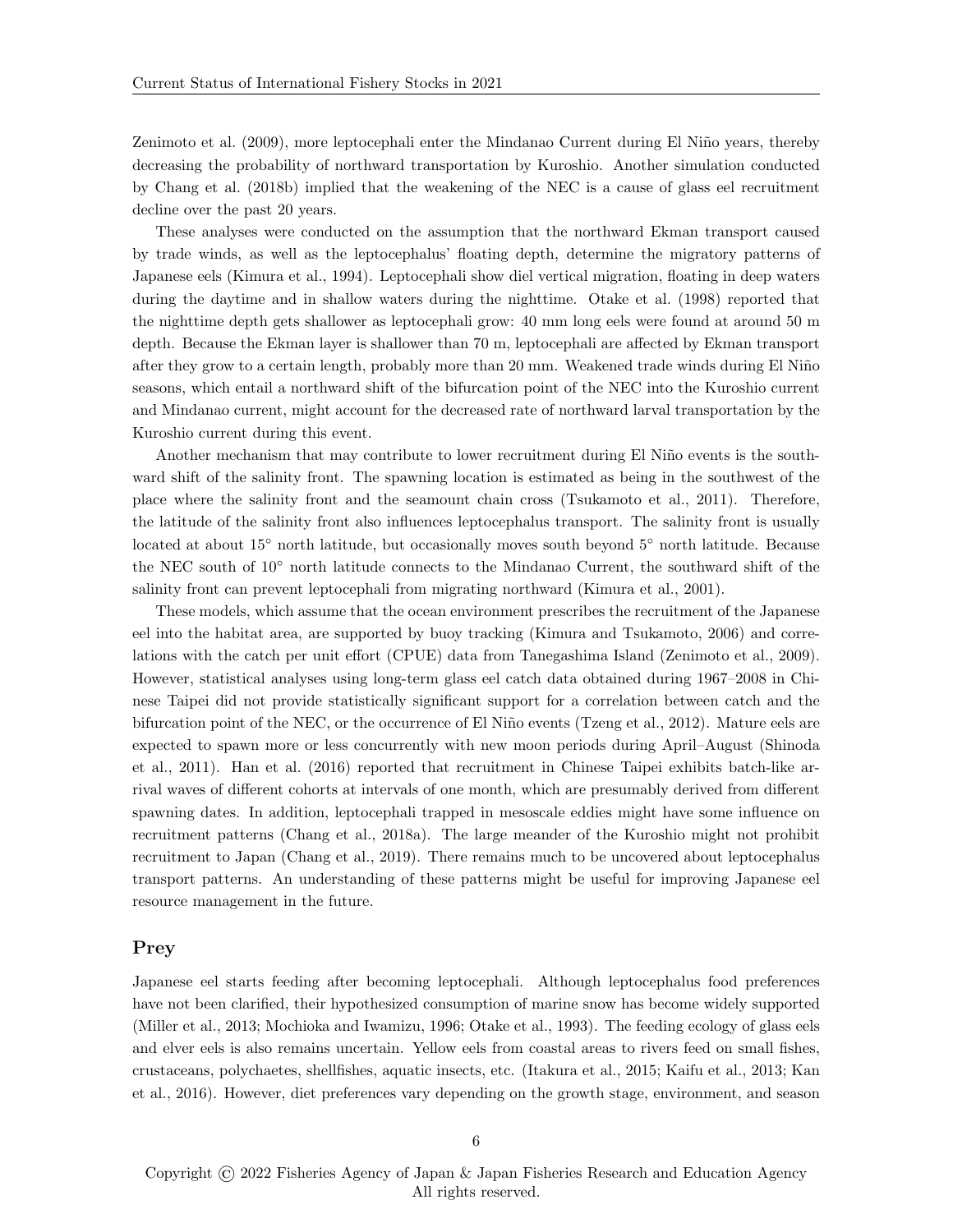Zenimoto et al. (2009), more leptocephali enter the Mindanao Current during El Niño years, thereby decreasing the probability of northward transportation by Kuroshio. Another simulation conducted by Chang et al. (2018b) implied that the weakening of the NEC is a cause of glass eel recruitment decline over the past 20 years.

These analyses were conducted on the assumption that the northward Ekman transport caused by trade winds, as well as the leptocephalus' floating depth, determine the migratory patterns of Japanese eels (Kimura et al., 1994). Leptocephali show diel vertical migration, floating in deep waters during the daytime and in shallow waters during the nighttime. Otake et al. (1998) reported that the nighttime depth gets shallower as leptocephali grow: 40 mm long eels were found at around 50 m depth. Because the Ekman layer is shallower than 70 m, leptocephali are affected by Ekman transport after they grow to a certain length, probably more than 20 mm. Weakened trade winds during El Niño seasons, which entail a northward shift of the bifurcation point of the NEC into the Kuroshio current and Mindanao current, might account for the decreased rate of northward larval transportation by the Kuroshio current during this event.

Another mechanism that may contribute to lower recruitment during El Niño events is the southward shift of the salinity front. The spawning location is estimated as being in the southwest of the place where the salinity front and the seamount chain cross (Tsukamoto et al., 2011). Therefore, the latitude of the salinity front also influences leptocephalus transport. The salinity front is usually located at about 15° north latitude, but occasionally moves south beyond 5° north latitude. Because the NEC south of 10° north latitude connects to the Mindanao Current, the southward shift of the salinity front can prevent leptocephali from migrating northward (Kimura et al., 2001).

These models, which assume that the ocean environment prescribes the recruitment of the Japanese eel into the habitat area, are supported by buoy tracking (Kimura and Tsukamoto, 2006) and correlations with the catch per unit effort (CPUE) data from Tanegashima Island (Zenimoto et al., 2009). However, statistical analyses using long-term glass eel catch data obtained during 1967–2008 in Chinese Taipei did not provide statistically significant support for a correlation between catch and the bifurcation point of the NEC, or the occurrence of El Niño events (Tzeng et al., 2012). Mature eels are expected to spawn more or less concurrently with new moon periods during April–August (Shinoda et al., 2011). Han et al. (2016) reported that recruitment in Chinese Taipei exhibits batch-like arrival waves of different cohorts at intervals of one month, which are presumably derived from different spawning dates. In addition, leptocephali trapped in mesoscale eddies might have some influence on recruitment patterns (Chang et al., 2018a). The large meander of the Kuroshio might not prohibit recruitment to Japan (Chang et al., 2019). There remains much to be uncovered about leptocephalus transport patterns. An understanding of these patterns might be useful for improving Japanese eel resource management in the future.

## Prey

Japanese eel starts feeding after becoming leptocephali. Although leptocephalus food preferences have not been clarified, their hypothesized consumption of marine snow has become widely supported (Miller et al., 2013; Mochioka and Iwamizu, 1996; Otake et al., 1993). The feeding ecology of glass eels and elver eels is also remains uncertain. Yellow eels from coastal areas to rivers feed on small fishes, crustaceans, polychaetes, shellfishes, aquatic insects, etc. (Itakura et al., 2015; Kaifu et al., 2013; Kan et al., 2016). However, diet preferences vary depending on the growth stage, environment, and season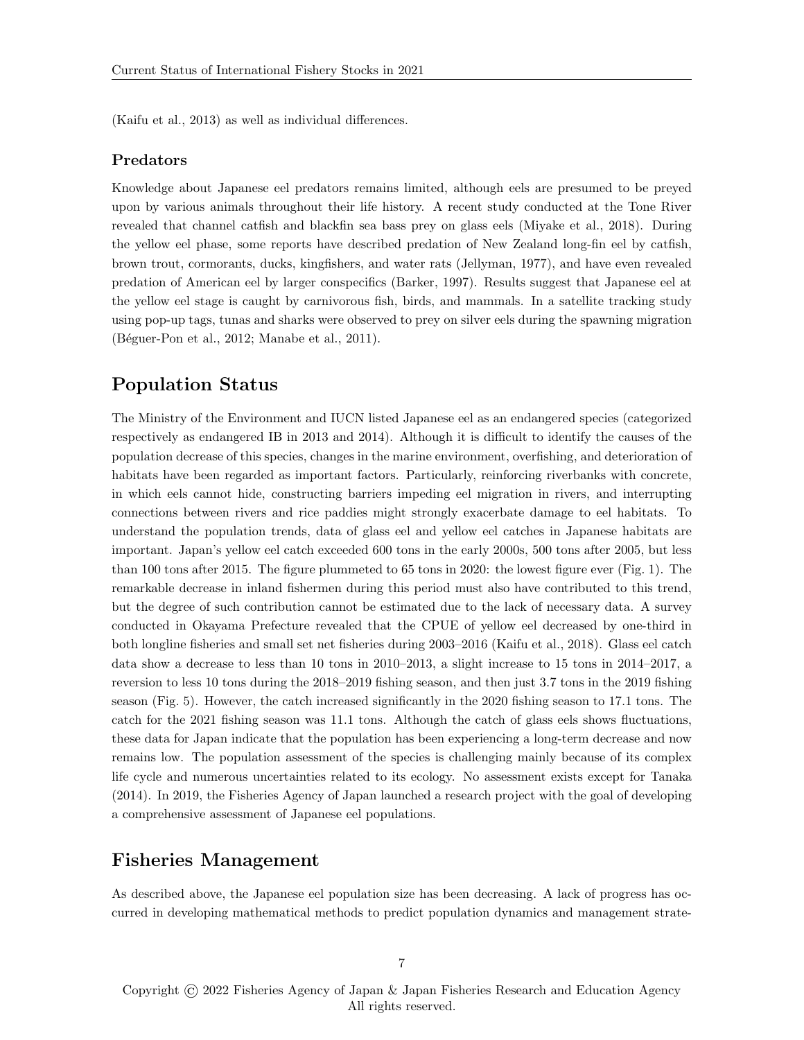(Kaifu et al., 2013) as well as individual differences.

### Predators

Knowledge about Japanese eel predators remains limited, although eels are presumed to be preyed upon by various animals throughout their life history. A recent study conducted at the Tone River revealed that channel catfish and blackfin sea bass prey on glass eels (Miyake et al., 2018). During the yellow eel phase, some reports have described predation of New Zealand long-fin eel by catfish, brown trout, cormorants, ducks, kingfishers, and water rats (Jellyman, 1977), and have even revealed predation of American eel by larger conspecifics (Barker, 1997). Results suggest that Japanese eel at the yellow eel stage is caught by carnivorous fish, birds, and mammals. In a satellite tracking study using pop-up tags, tunas and sharks were observed to prey on silver eels during the spawning migration (Béguer-Pon et al., 2012; Manabe et al., 2011).

## Population Status

The Ministry of the Environment and IUCN listed Japanese eel as an endangered species (categorized respectively as endangered IB in 2013 and 2014). Although it is difficult to identify the causes of the population decrease of this species, changes in the marine environment, overfishing, and deterioration of habitats have been regarded as important factors. Particularly, reinforcing riverbanks with concrete, in which eels cannot hide, constructing barriers impeding eel migration in rivers, and interrupting connections between rivers and rice paddies might strongly exacerbate damage to eel habitats. To understand the population trends, data of glass eel and yellow eel catches in Japanese habitats are important. Japan's yellow eel catch exceeded 600 tons in the early 2000s, 500 tons after 2005, but less than 100 tons after 2015. The figure plummeted to 65 tons in 2020: the lowest figure ever (Fig. 1). The remarkable decrease in inland fishermen during this period must also have contributed to this trend, but the degree of such contribution cannot be estimated due to the lack of necessary data. A survey conducted in Okayama Prefecture revealed that the CPUE of yellow eel decreased by one-third in both longline fisheries and small set net fisheries during 2003–2016 (Kaifu et al., 2018). Glass eel catch data show a decrease to less than 10 tons in 2010–2013, a slight increase to 15 tons in 2014–2017, a reversion to less 10 tons during the 2018–2019 fishing season, and then just 3.7 tons in the 2019 fishing season (Fig. 5). However, the catch increased significantly in the 2020 fishing season to 17.1 tons. The catch for the 2021 fishing season was 11.1 tons. Although the catch of glass eels shows fluctuations, these data for Japan indicate that the population has been experiencing a long-term decrease and now remains low. The population assessment of the species is challenging mainly because of its complex life cycle and numerous uncertainties related to its ecology. No assessment exists except for Tanaka (2014). In 2019, the Fisheries Agency of Japan launched a research project with the goal of developing a comprehensive assessment of Japanese eel populations.

## Fisheries Management

As described above, the Japanese eel population size has been decreasing. A lack of progress has occurred in developing mathematical methods to predict population dynamics and management strate-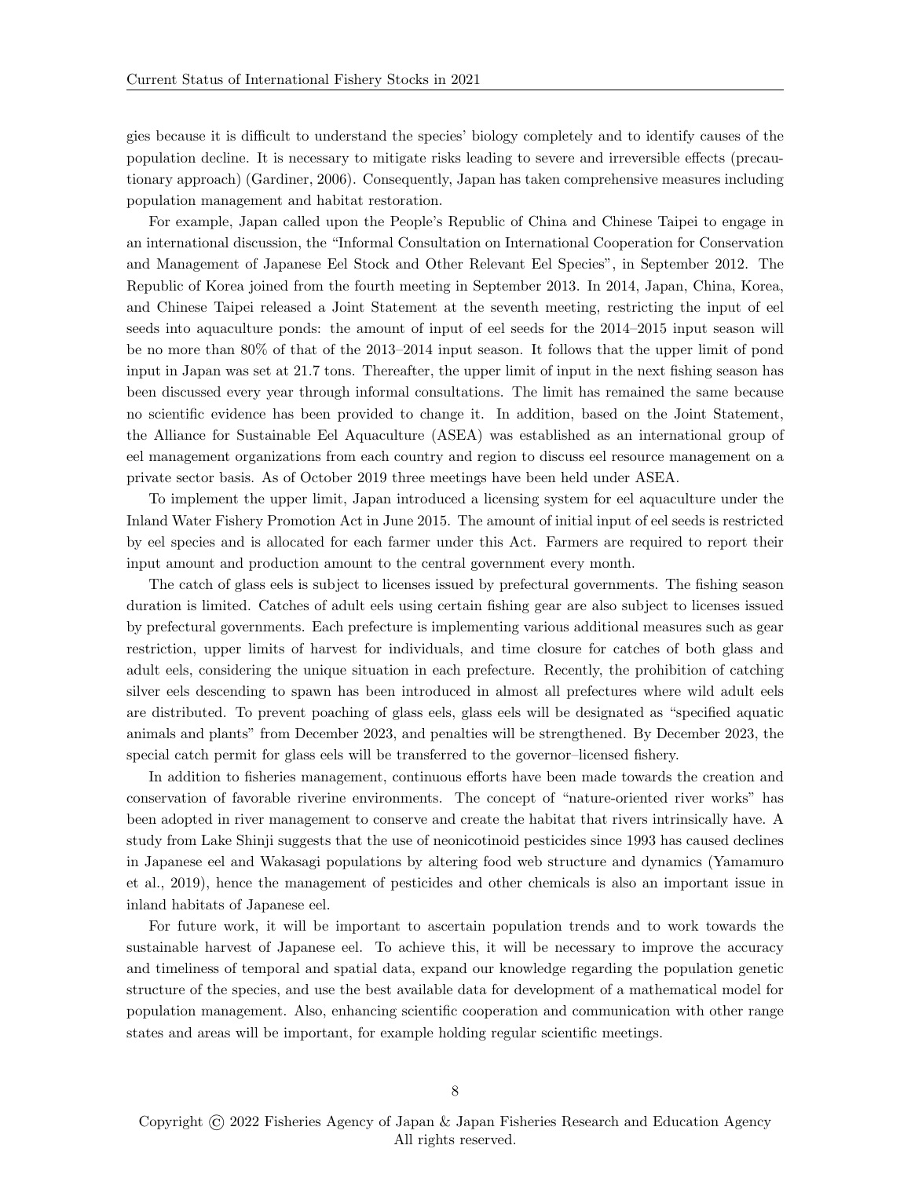gies because it is difficult to understand the species' biology completely and to identify causes of the population decline. It is necessary to mitigate risks leading to severe and irreversible effects (precautionary approach) (Gardiner, 2006). Consequently, Japan has taken comprehensive measures including population management and habitat restoration.

For example, Japan called upon the People's Republic of China and Chinese Taipei to engage in an international discussion, the "Informal Consultation on International Cooperation for Conservation and Management of Japanese Eel Stock and Other Relevant Eel Species", in September 2012. The Republic of Korea joined from the fourth meeting in September 2013. In 2014, Japan, China, Korea, and Chinese Taipei released a Joint Statement at the seventh meeting, restricting the input of eel seeds into aquaculture ponds: the amount of input of eel seeds for the 2014–2015 input season will be no more than 80% of that of the 2013–2014 input season. It follows that the upper limit of pond input in Japan was set at 21.7 tons. Thereafter, the upper limit of input in the next fishing season has been discussed every year through informal consultations. The limit has remained the same because no scientific evidence has been provided to change it. In addition, based on the Joint Statement, the Alliance for Sustainable Eel Aquaculture (ASEA) was established as an international group of eel management organizations from each country and region to discuss eel resource management on a private sector basis. As of October 2019 three meetings have been held under ASEA.

To implement the upper limit, Japan introduced a licensing system for eel aquaculture under the Inland Water Fishery Promotion Act in June 2015. The amount of initial input of eel seeds is restricted by eel species and is allocated for each farmer under this Act. Farmers are required to report their input amount and production amount to the central government every month.

The catch of glass eels is subject to licenses issued by prefectural governments. The fishing season duration is limited. Catches of adult eels using certain fishing gear are also subject to licenses issued by prefectural governments. Each prefecture is implementing various additional measures such as gear restriction, upper limits of harvest for individuals, and time closure for catches of both glass and adult eels, considering the unique situation in each prefecture. Recently, the prohibition of catching silver eels descending to spawn has been introduced in almost all prefectures where wild adult eels are distributed. To prevent poaching of glass eels, glass eels will be designated as "specified aquatic animals and plants" from December 2023, and penalties will be strengthened. By December 2023, the special catch permit for glass eels will be transferred to the governor–licensed fishery.

In addition to fisheries management, continuous efforts have been made towards the creation and conservation of favorable riverine environments. The concept of "nature-oriented river works" has been adopted in river management to conserve and create the habitat that rivers intrinsically have. A study from Lake Shinji suggests that the use of neonicotinoid pesticides since 1993 has caused declines in Japanese eel and Wakasagi populations by altering food web structure and dynamics (Yamamuro et al., 2019), hence the management of pesticides and other chemicals is also an important issue in inland habitats of Japanese eel.

For future work, it will be important to ascertain population trends and to work towards the sustainable harvest of Japanese eel. To achieve this, it will be necessary to improve the accuracy and timeliness of temporal and spatial data, expand our knowledge regarding the population genetic structure of the species, and use the best available data for development of a mathematical model for population management. Also, enhancing scientific cooperation and communication with other range states and areas will be important, for example holding regular scientific meetings.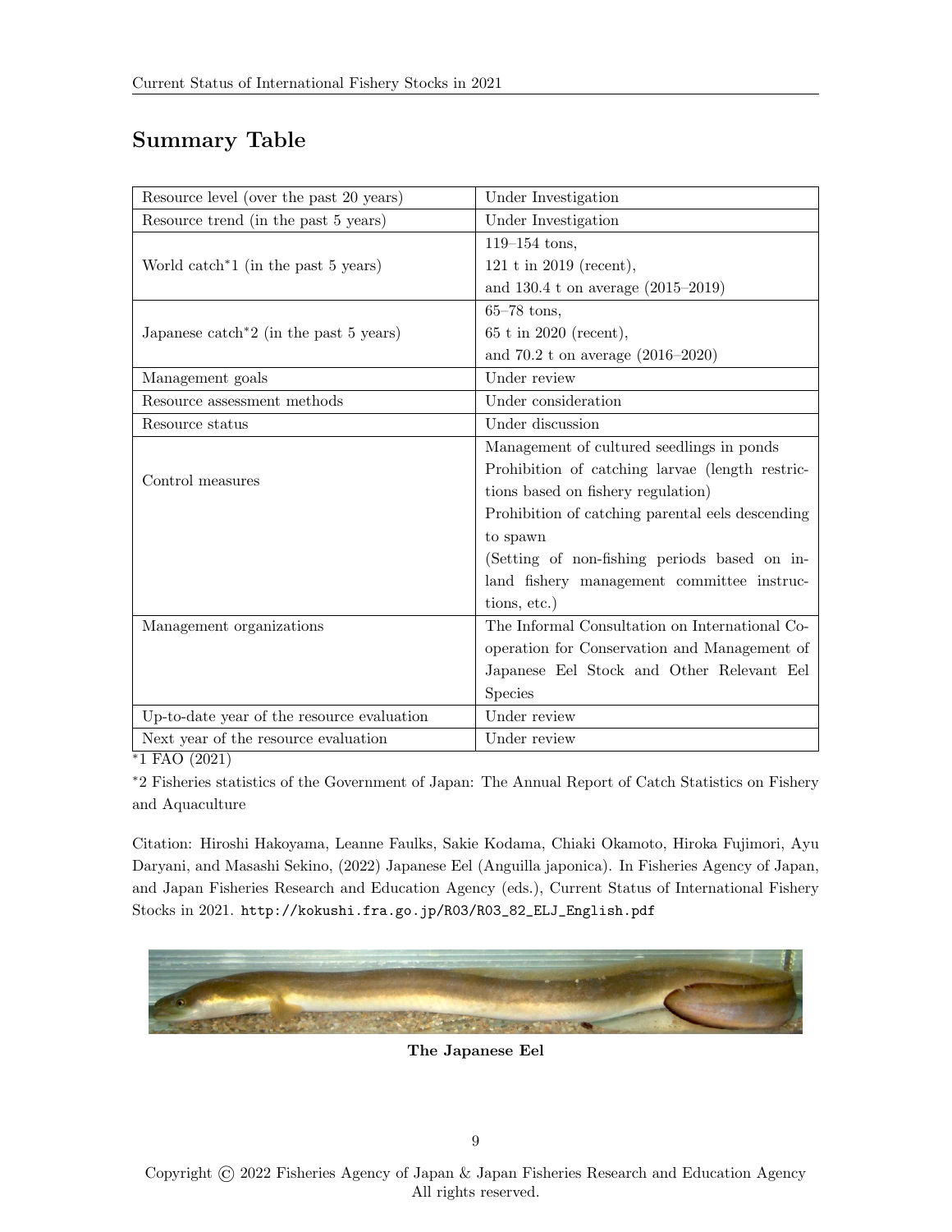## Summary Table

| | |
|---|---|
| Resource level (over the past 20 years) | Under Investigation |
| Resource trend (in the past 5 years) | Under Investigation |
| World catch*1 (in the past 5 years) | 119–154 tons,<br>121 t in 2019 (recent),<br>and 130.4 t on average (2015–2019) |
| Japanese catch*2 (in the past 5 years) | 65–78 tons,<br>65 t in 2020 (recent),<br>and 70.2 t on average (2016–2020) |
| Management goals | Under review |
| Resource assessment methods | Under consideration |
| Resource status | Under discussion |
| Control measures | Management of cultured seedlings in ponds<br>Prohibition of catching larvae (length restrictions based on fishery regulation)<br>Prohibition of catching parental eels descending to spawn<br>(Setting of non-fishing periods based on inland fishery management committee instructions, etc.) |
| Management organizations | The Informal Consultation on International Cooperation for Conservation and Management of Japanese Eel Stock and Other Relevant Eel Species |
| Up-to-date year of the resource evaluation | Under review |
| Next year of the resource evaluation | Under review |

*1 FAO (2021)

*2 Fisheries statistics of the Government of Japan: The Annual Report of Catch Statistics on Fishery and Aquaculture

Citation: Hiroshi Hakoyama, Leanne Faulks, Sakie Kodama, Chiaki Okamoto, Hiroka Fujimori, Ayu Daryani, and Masashi Sekino, (2022) Japanese Eel (Anguilla japonica). In Fisheries Agency of Japan, and Japan Fisheries Research and Education Agency (eds.), Current Status of International Fishery Stocks in 2021. http://kokushi.fra.go.jp/R03/R03_82_ELJ_English.pdf

**The Japanese Eel**

Copyright © 2022 Fisheries Agency of Japan & Japan Fisheries Research and Education Agency
All rights reserved.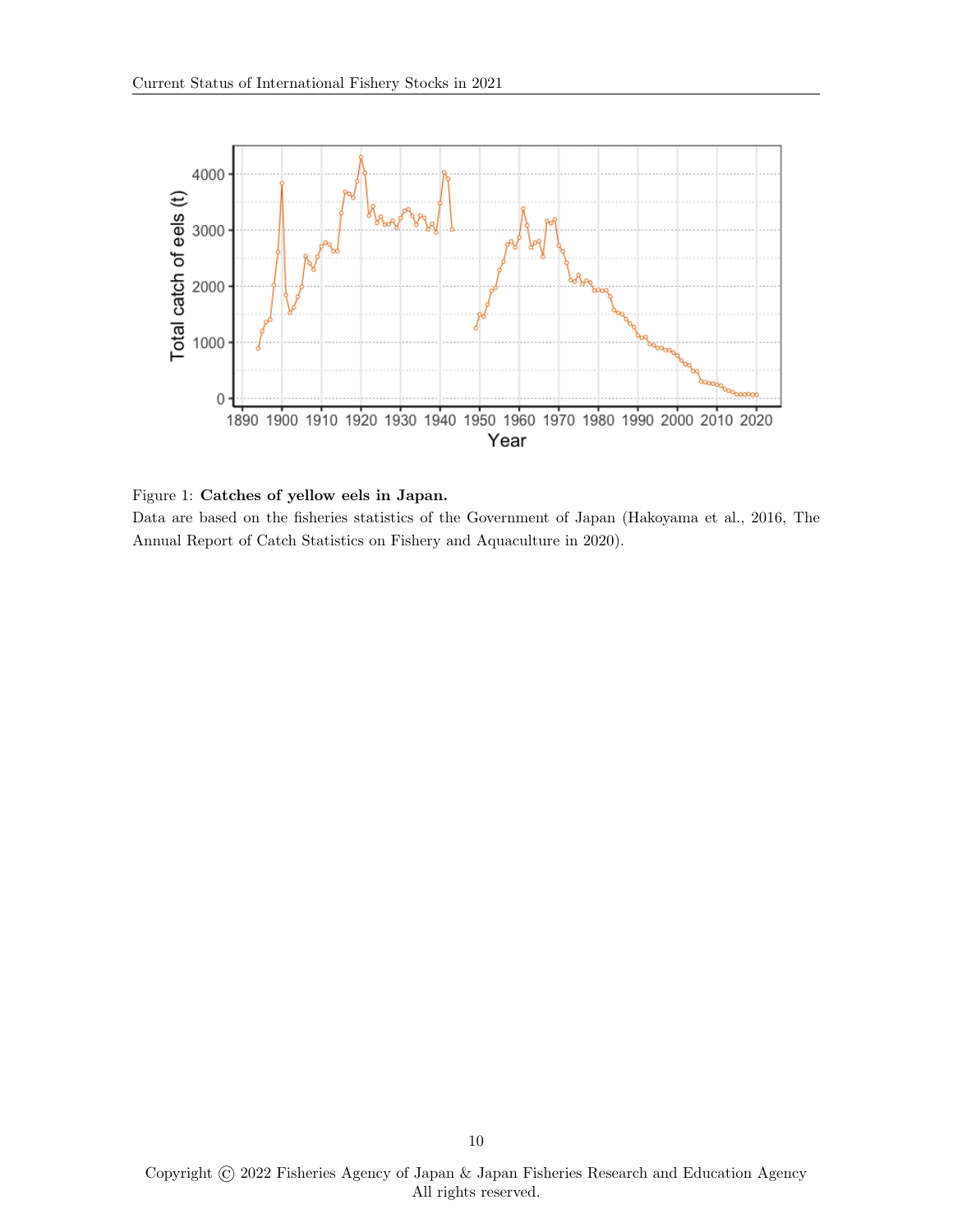Figure 1: **Catches of yellow eels in Japan.**
Data are based on the fisheries statistics of the Government of Japan (Hakoyama et al., 2016, The Annual Report of Catch Statistics on Fishery and Aquaculture in 2020).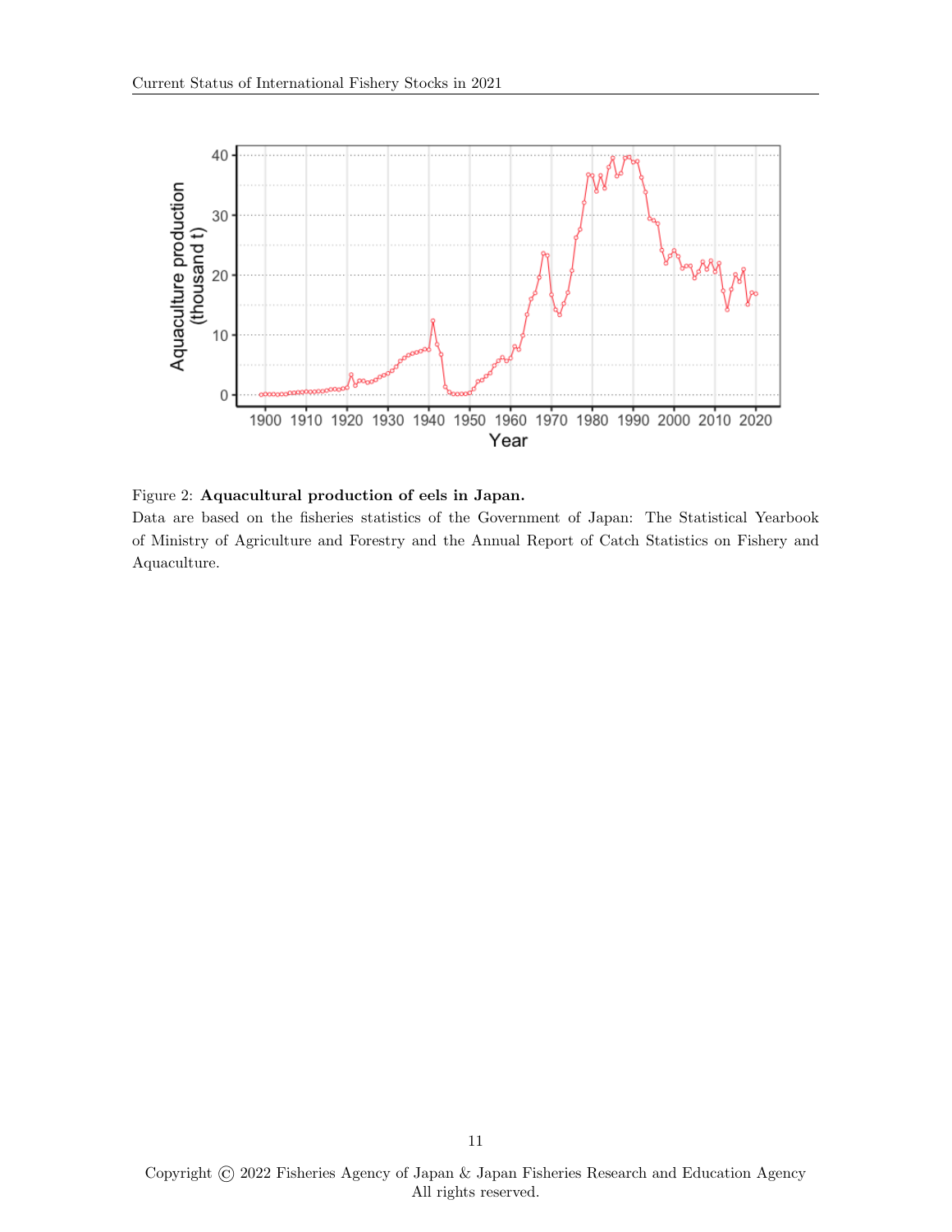Figure 2: **Aquacultural production of eels in Japan.**
Data are based on the fisheries statistics of the Government of Japan: The Statistical Yearbook of Ministry of Agriculture and Forestry and the Annual Report of Catch Statistics on Fishery and Aquaculture.

Copyright © 2022 Fisheries Agency of Japan & Japan Fisheries Research and Education Agency
All rights reserved.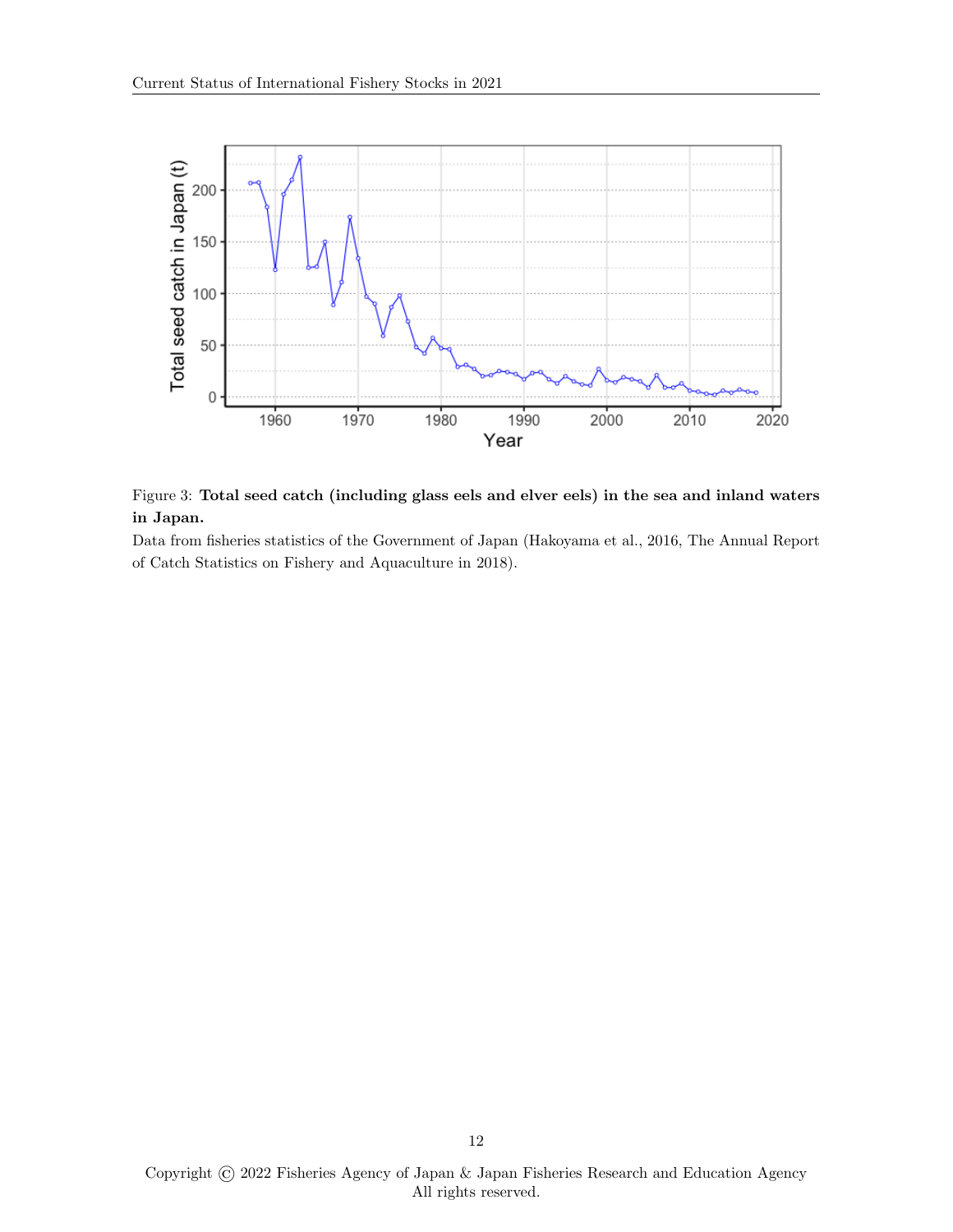Figure 3: **Total seed catch (including glass eels and elver eels) in the sea and inland waters in Japan.**

Data from fisheries statistics of the Government of Japan (Hakoyama et al., 2016, The Annual Report of Catch Statistics on Fishery and Aquaculture in 2018).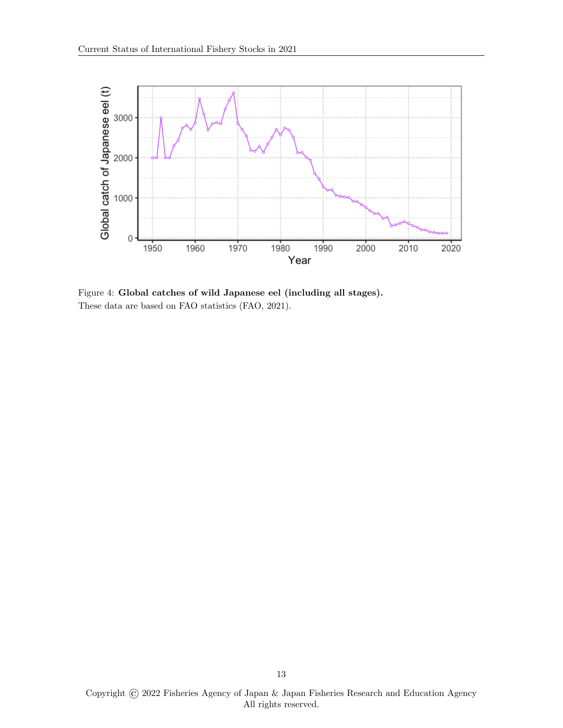Figure 4: **Global catches of wild Japanese eel (including all stages).** These data are based on FAO statistics (FAO, 2021).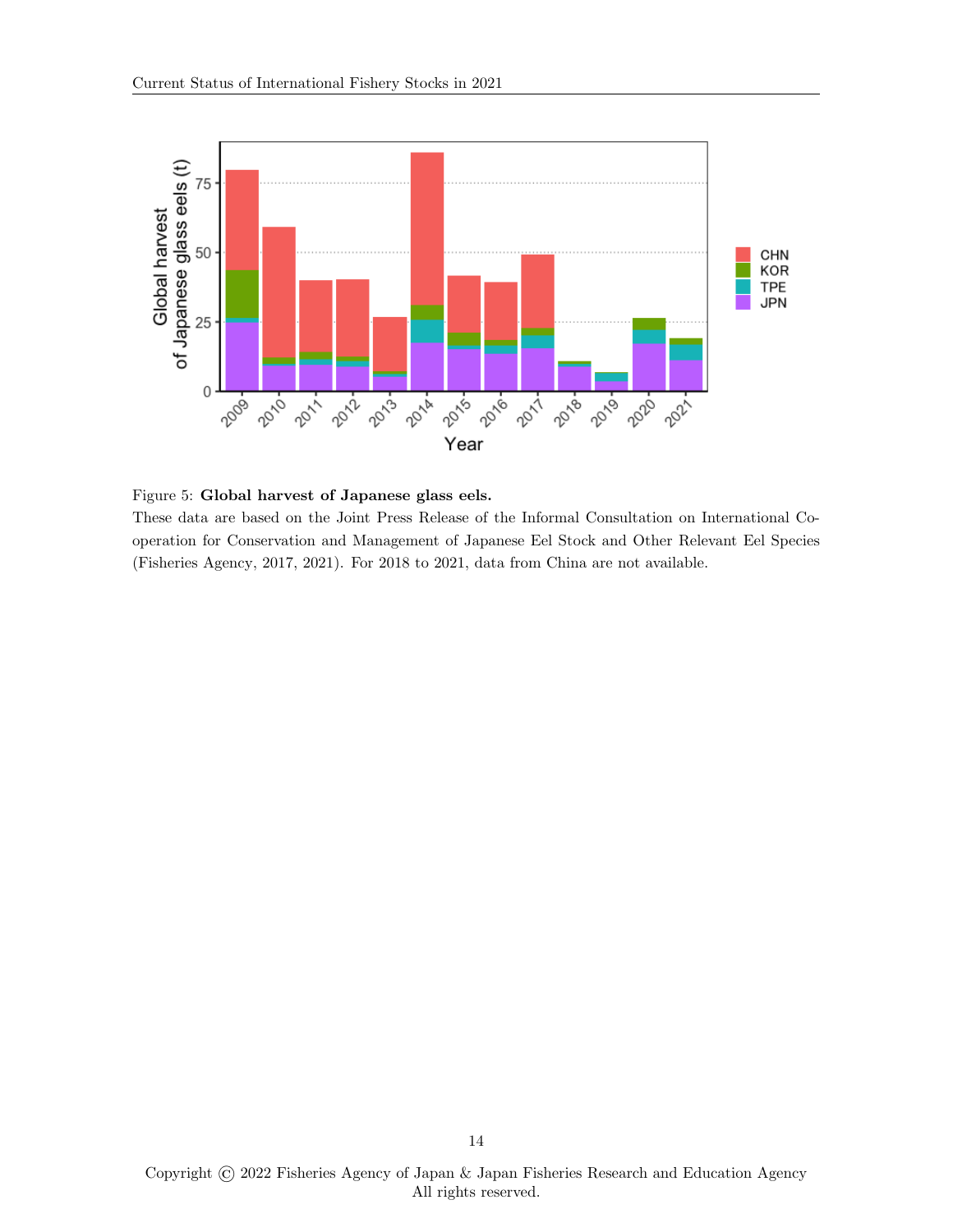Figure 5: **Global harvest of Japanese glass eels.**
These data are based on the Joint Press Release of the Informal Consultation on International Co-operation for Conservation and Management of Japanese Eel Stock and Other Relevant Eel Species (Fisheries Agency, 2017, 2021). For 2018 to 2021, data from China are not available.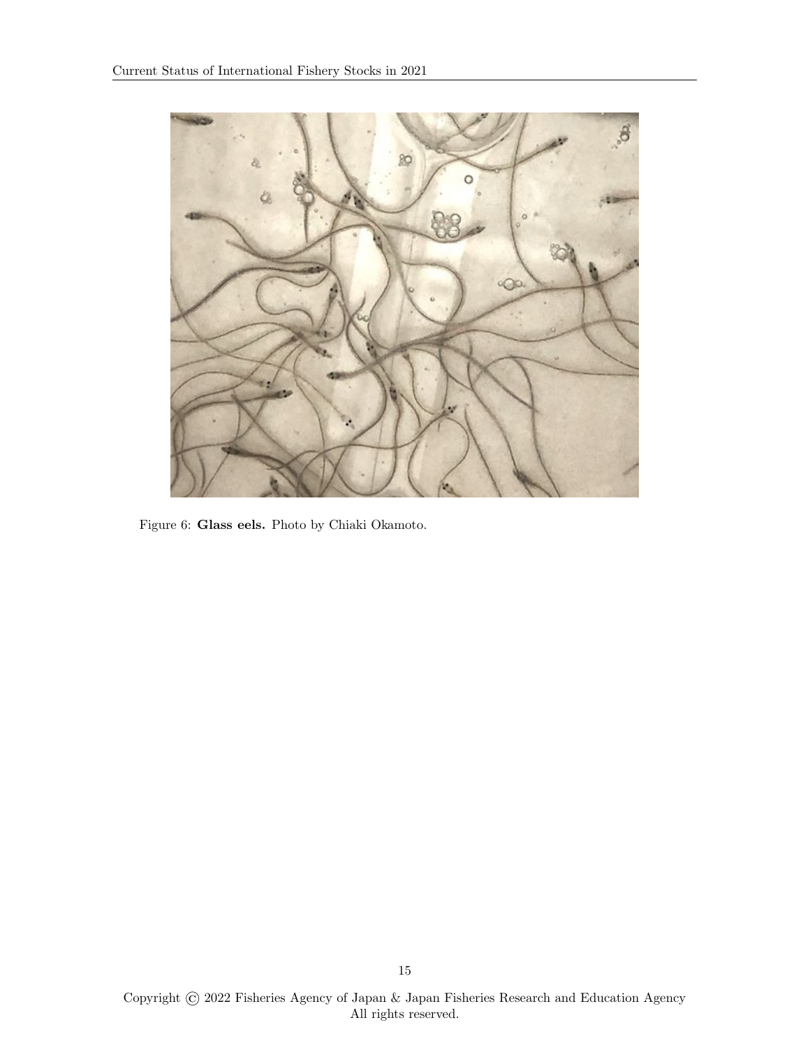Figure 6: **Glass eels.** Photo by Chiaki Okamoto.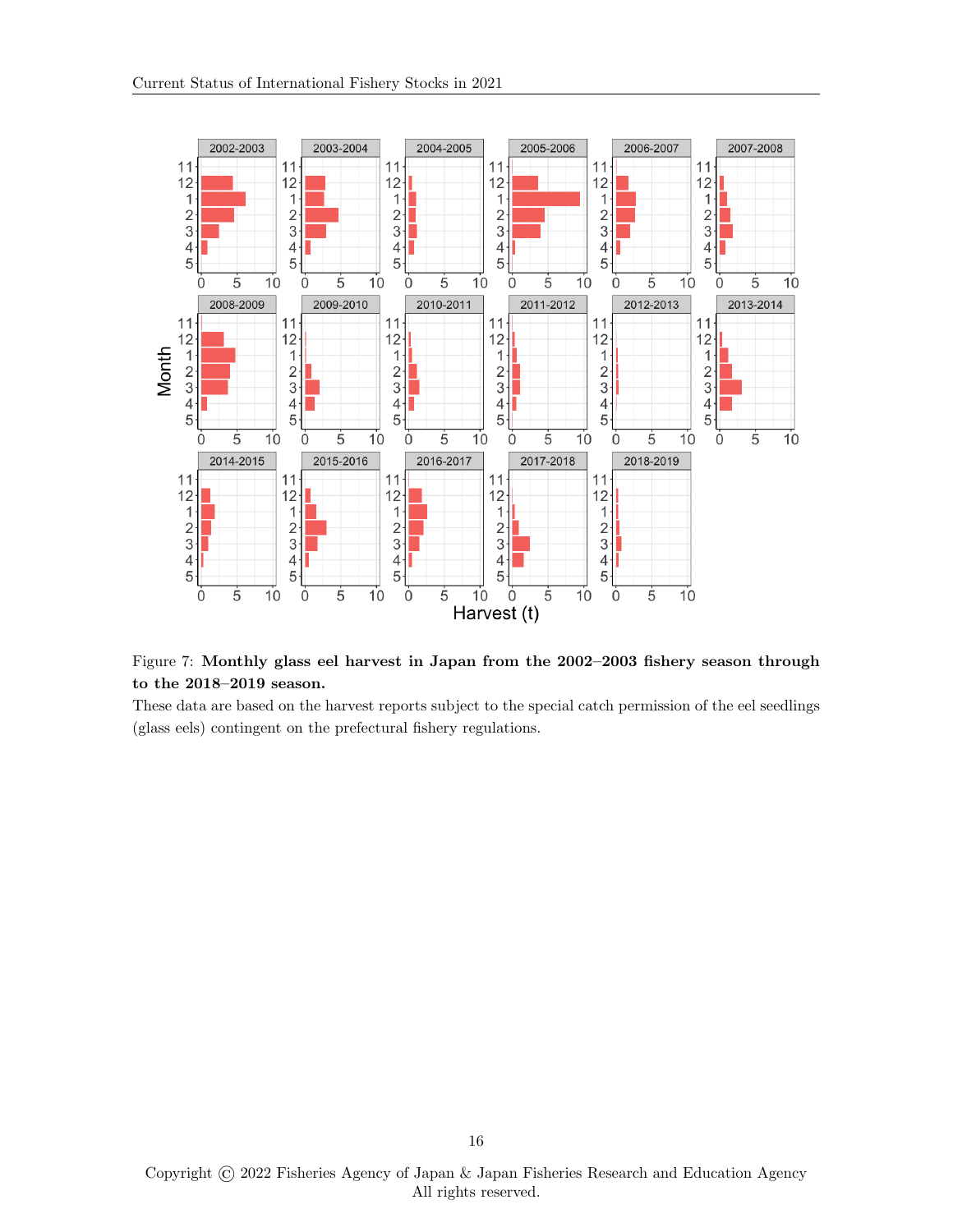Figure 7: **Monthly glass eel harvest in Japan from the 2002–2003 fishery season through to the 2018–2019 season.**

These data are based on the harvest reports subject to the special catch permission of the eel seedlings (glass eels) contingent on the prefectural fishery regulations.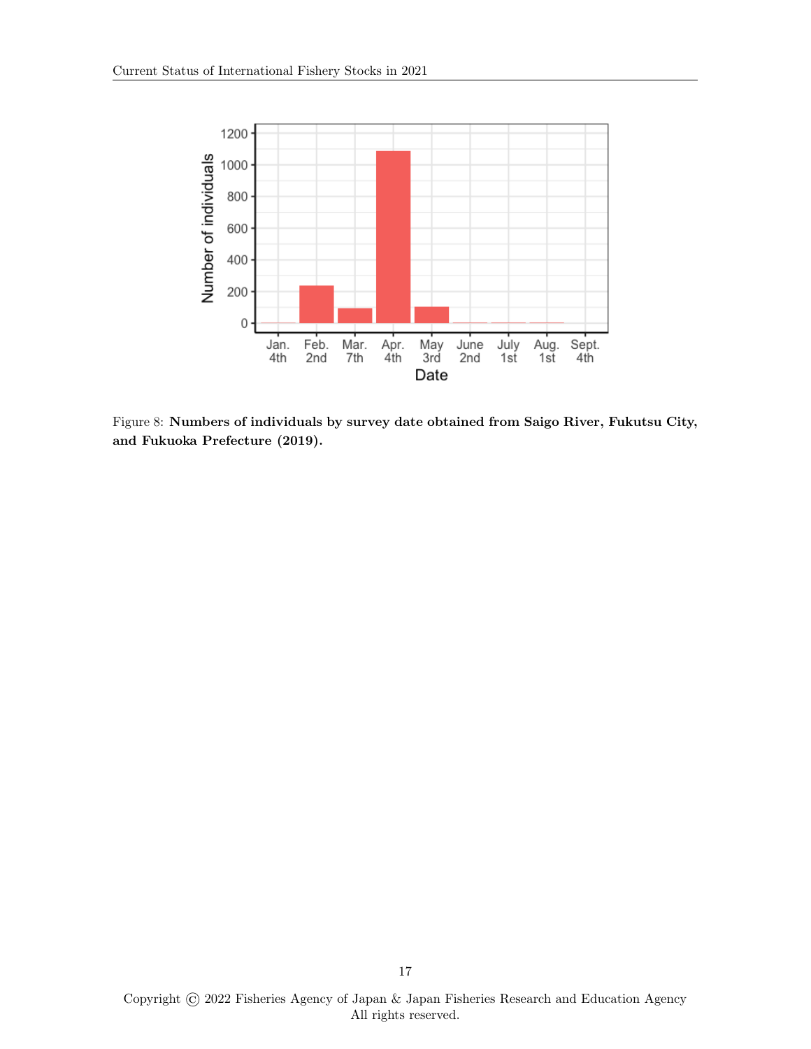Figure 8: **Numbers of individuals by survey date obtained from Saigo River, Fukutsu City, and Fukuoka Prefecture (2019).**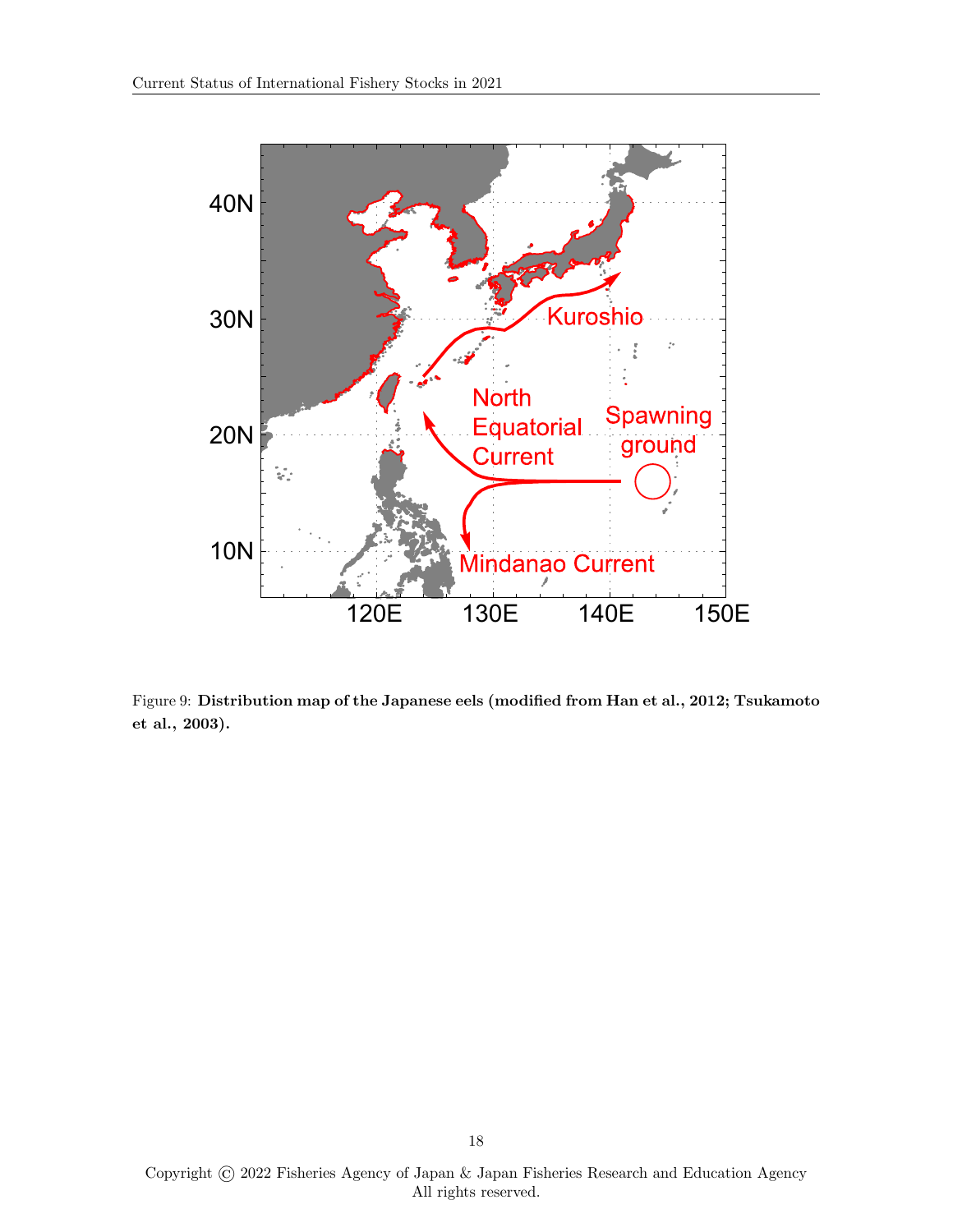Figure 9: **Distribution map of the Japanese eels (modified from Han et al., 2012; Tsukamoto et al., 2003).**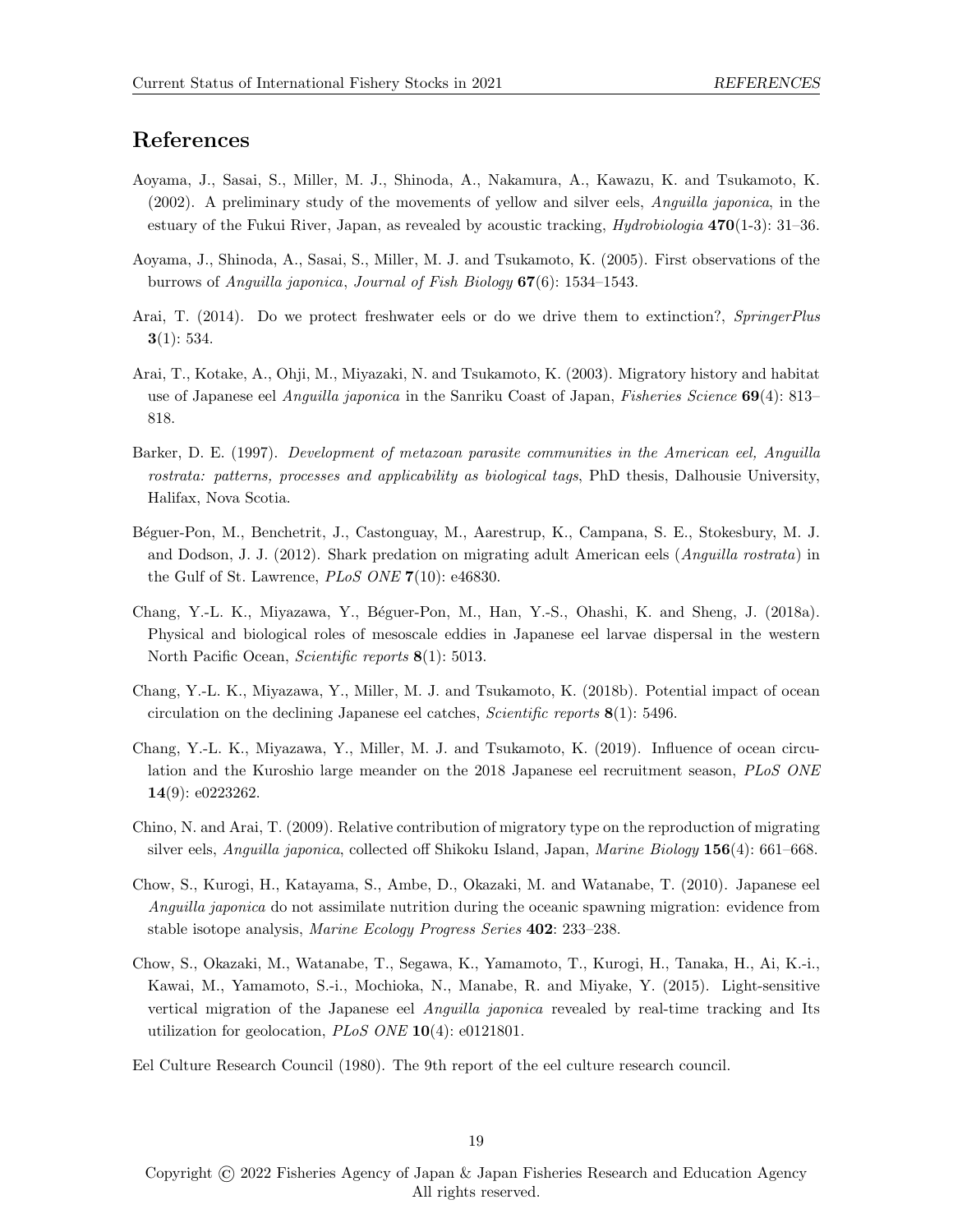# References

Aoyama, J., Sasai, S., Miller, M. J., Shinoda, A., Nakamura, A., Kawazu, K. and Tsukamoto, K. (2002). A preliminary study of the movements of yellow and silver eels, *Anguilla japonica*, in the estuary of the Fukui River, Japan, as revealed by acoustic tracking, *Hydrobiologia* **470**(1-3): 31–36.

Aoyama, J., Shinoda, A., Sasai, S., Miller, M. J. and Tsukamoto, K. (2005). First observations of the burrows of *Anguilla japonica*, *Journal of Fish Biology* **67**(6): 1534–1543.

Arai, T. (2014). Do we protect freshwater eels or do we drive them to extinction?, *SpringerPlus* **3**(1): 534.

Arai, T., Kotake, A., Ohji, M., Miyazaki, N. and Tsukamoto, K. (2003). Migratory history and habitat use of Japanese eel *Anguilla japonica* in the Sanriku Coast of Japan, *Fisheries Science* **69**(4): 813–818.

Barker, D. E. (1997). *Development of metazoan parasite communities in the American eel, Anguilla rostrata: patterns, processes and applicability as biological tags*, PhD thesis, Dalhousie University, Halifax, Nova Scotia.

Béguer-Pon, M., Benchetrit, J., Castonguay, M., Aarestrup, K., Campana, S. E., Stokesbury, M. J. and Dodson, J. J. (2012). Shark predation on migrating adult American eels (*Anguilla rostrata*) in the Gulf of St. Lawrence, *PLoS ONE* **7**(10): e46830.

Chang, Y.-L. K., Miyazawa, Y., Béguer-Pon, M., Han, Y.-S., Ohashi, K. and Sheng, J. (2018a). Physical and biological roles of mesoscale eddies in Japanese eel larvae dispersal in the western North Pacific Ocean, *Scientific reports* **8**(1): 5013.

Chang, Y.-L. K., Miyazawa, Y., Miller, M. J. and Tsukamoto, K. (2018b). Potential impact of ocean circulation on the declining Japanese eel catches, *Scientific reports* **8**(1): 5496.

Chang, Y.-L. K., Miyazawa, Y., Miller, M. J. and Tsukamoto, K. (2019). Influence of ocean circulation and the Kuroshio large meander on the 2018 Japanese eel recruitment season, *PLoS ONE* **14**(9): e0223262.

Chino, N. and Arai, T. (2009). Relative contribution of migratory type on the reproduction of migrating silver eels, *Anguilla japonica*, collected off Shikoku Island, Japan, *Marine Biology* **156**(4): 661–668.

Chow, S., Kurogi, H., Katayama, S., Ambe, D., Okazaki, M. and Watanabe, T. (2010). Japanese eel *Anguilla japonica* do not assimilate nutrition during the oceanic spawning migration: evidence from stable isotope analysis, *Marine Ecology Progress Series* **402**: 233–238.

Chow, S., Okazaki, M., Watanabe, T., Segawa, K., Yamamoto, T., Kurogi, H., Tanaka, H., Ai, K.-i., Kawai, M., Yamamoto, S.-i., Mochioka, N., Manabe, R. and Miyake, Y. (2015). Light-sensitive vertical migration of the Japanese eel *Anguilla japonica* revealed by real-time tracking and Its utilization for geolocation, *PLoS ONE* **10**(4): e0121801.

Eel Culture Research Council (1980). The 9th report of the eel culture research council.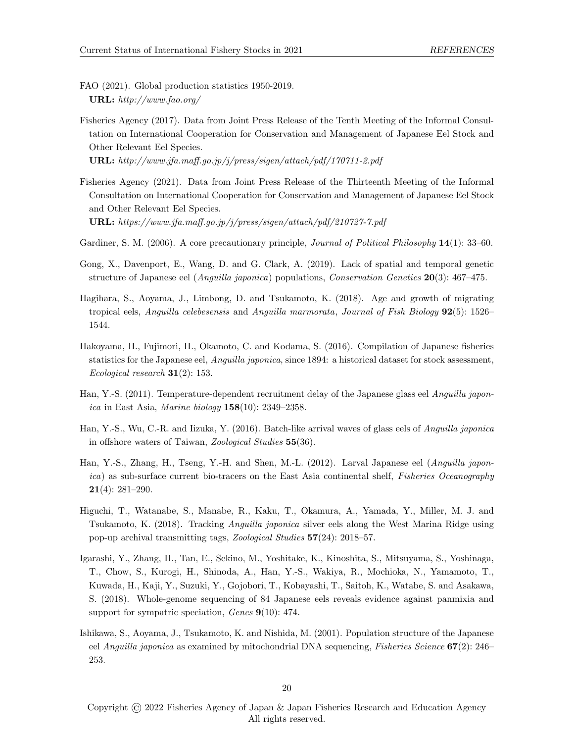FAO (2021). Global production statistics 1950-2019.
**URL:** *http://www.fao.org/*

Fisheries Agency (2017). Data from Joint Press Release of the Tenth Meeting of the Informal Consultation on International Cooperation for Conservation and Management of Japanese Eel Stock and Other Relevant Eel Species.
**URL:** *http://www.jfa.maff.go.jp/j/press/sigen/attach/pdf/170711-2.pdf*

Fisheries Agency (2021). Data from Joint Press Release of the Thirteenth Meeting of the Informal Consultation on International Cooperation for Conservation and Management of Japanese Eel Stock and Other Relevant Eel Species.
**URL:** *https://www.jfa.maff.go.jp/j/press/sigen/attach/pdf/210727-7.pdf*

Gardiner, S. M. (2006). A core precautionary principle, *Journal of Political Philosophy* **14**(1): 33–60.

Gong, X., Davenport, E., Wang, D. and G. Clark, A. (2019). Lack of spatial and temporal genetic structure of Japanese eel (*Anguilla japonica*) populations, *Conservation Genetics* **20**(3): 467–475.

Hagihara, S., Aoyama, J., Limbong, D. and Tsukamoto, K. (2018). Age and growth of migrating tropical eels, *Anguilla celebesensis* and *Anguilla marmorata*, *Journal of Fish Biology* **92**(5): 1526–1544.

Hakoyama, H., Fujimori, H., Okamoto, C. and Kodama, S. (2016). Compilation of Japanese fisheries statistics for the Japanese eel, *Anguilla japonica*, since 1894: a historical dataset for stock assessment, *Ecological research* **31**(2): 153.

Han, Y.-S. (2011). Temperature-dependent recruitment delay of the Japanese glass eel *Anguilla japonica* in East Asia, *Marine biology* **158**(10): 2349–2358.

Han, Y.-S., Wu, C.-R. and Iizuka, Y. (2016). Batch-like arrival waves of glass eels of *Anguilla japonica* in offshore waters of Taiwan, *Zoological Studies* **55**(36).

Han, Y.-S., Zhang, H., Tseng, Y.-H. and Shen, M.-L. (2012). Larval Japanese eel (*Anguilla japonica*) as sub-surface current bio-tracers on the East Asia continental shelf, *Fisheries Oceanography* **21**(4): 281–290.

Higuchi, T., Watanabe, S., Manabe, R., Kaku, T., Okamura, A., Yamada, Y., Miller, M. J. and Tsukamoto, K. (2018). Tracking *Anguilla japonica* silver eels along the West Marina Ridge using pop-up archival transmitting tags, *Zoological Studies* **57**(24): 2018–57.

Igarashi, Y., Zhang, H., Tan, E., Sekino, M., Yoshitake, K., Kinoshita, S., Mitsuyama, S., Yoshinaga, T., Chow, S., Kurogi, H., Shinoda, A., Han, Y.-S., Wakiya, R., Mochioka, N., Yamamoto, T., Kuwada, H., Kaji, Y., Suzuki, Y., Gojobori, T., Kobayashi, T., Saitoh, K., Watabe, S. and Asakawa, S. (2018). Whole-genome sequencing of 84 Japanese eels reveals evidence against panmixia and support for sympatric speciation, *Genes* **9**(10): 474.

Ishikawa, S., Aoyama, J., Tsukamoto, K. and Nishida, M. (2001). Population structure of the Japanese eel *Anguilla japonica* as examined by mitochondrial DNA sequencing, *Fisheries Science* **67**(2): 246–253.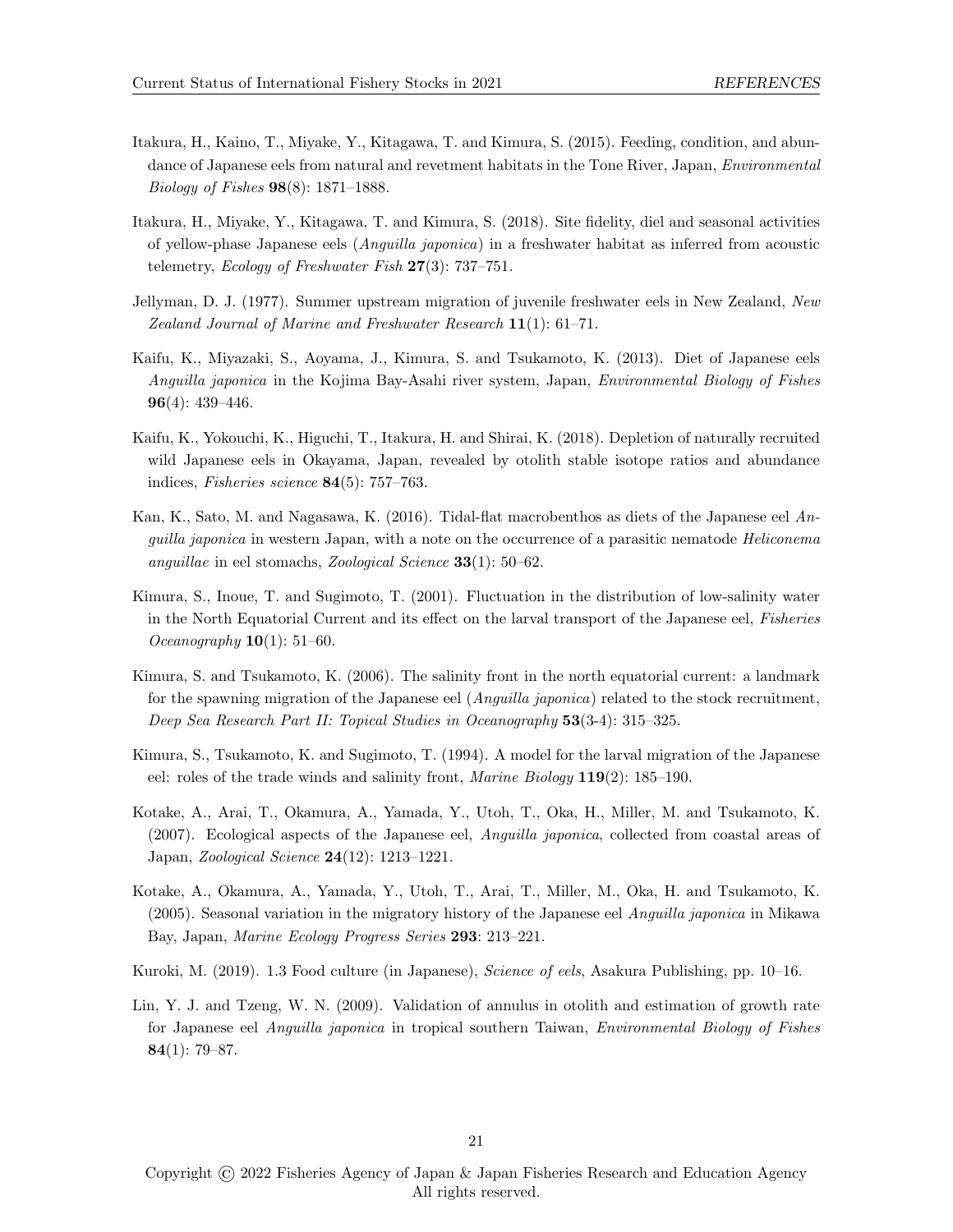Itakura, H., Kaino, T., Miyake, Y., Kitagawa, T. and Kimura, S. (2015). Feeding, condition, and abundance of Japanese eels from natural and revetment habitats in the Tone River, Japan, *Environmental Biology of Fishes* **98**(8): 1871–1888.

Itakura, H., Miyake, Y., Kitagawa, T. and Kimura, S. (2018). Site fidelity, diel and seasonal activities of yellow-phase Japanese eels (*Anguilla japonica*) in a freshwater habitat as inferred from acoustic telemetry, *Ecology of Freshwater Fish* **27**(3): 737–751.

Jellyman, D. J. (1977). Summer upstream migration of juvenile freshwater eels in New Zealand, *New Zealand Journal of Marine and Freshwater Research* **11**(1): 61–71.

Kaifu, K., Miyazaki, S., Aoyama, J., Kimura, S. and Tsukamoto, K. (2013). Diet of Japanese eels *Anguilla japonica* in the Kojima Bay-Asahi river system, Japan, *Environmental Biology of Fishes* **96**(4): 439–446.

Kaifu, K., Yokouchi, K., Higuchi, T., Itakura, H. and Shirai, K. (2018). Depletion of naturally recruited wild Japanese eels in Okayama, Japan, revealed by otolith stable isotope ratios and abundance indices, *Fisheries science* **84**(5): 757–763.

Kan, K., Sato, M. and Nagasawa, K. (2016). Tidal-flat macrobenthos as diets of the Japanese eel *Anguilla japonica* in western Japan, with a note on the occurrence of a parasitic nematode *Heliconema anguillae* in eel stomachs, *Zoological Science* **33**(1): 50–62.

Kimura, S., Inoue, T. and Sugimoto, T. (2001). Fluctuation in the distribution of low-salinity water in the North Equatorial Current and its effect on the larval transport of the Japanese eel, *Fisheries Oceanography* **10**(1): 51–60.

Kimura, S. and Tsukamoto, K. (2006). The salinity front in the north equatorial current: a landmark for the spawning migration of the Japanese eel (*Anguilla japonica*) related to the stock recruitment, *Deep Sea Research Part II: Topical Studies in Oceanography* **53**(3-4): 315–325.

Kimura, S., Tsukamoto, K. and Sugimoto, T. (1994). A model for the larval migration of the Japanese eel: roles of the trade winds and salinity front, *Marine Biology* **119**(2): 185–190.

Kotake, A., Arai, T., Okamura, A., Yamada, Y., Utoh, T., Oka, H., Miller, M. and Tsukamoto, K. (2007). Ecological aspects of the Japanese eel, *Anguilla japonica*, collected from coastal areas of Japan, *Zoological Science* **24**(12): 1213–1221.

Kotake, A., Okamura, A., Yamada, Y., Utoh, T., Arai, T., Miller, M., Oka, H. and Tsukamoto, K. (2005). Seasonal variation in the migratory history of the Japanese eel *Anguilla japonica* in Mikawa Bay, Japan, *Marine Ecology Progress Series* **293**: 213–221.

Kuroki, M. (2019). 1.3 Food culture (in Japanese), *Science of eels*, Asakura Publishing, pp. 10–16.

Lin, Y. J. and Tzeng, W. N. (2009). Validation of annulus in otolith and estimation of growth rate for Japanese eel *Anguilla japonica* in tropical southern Taiwan, *Environmental Biology of Fishes* **84**(1): 79–87.

Copyright © 2022 Fisheries Agency of Japan & Japan Fisheries Research and Education Agency
All rights reserved.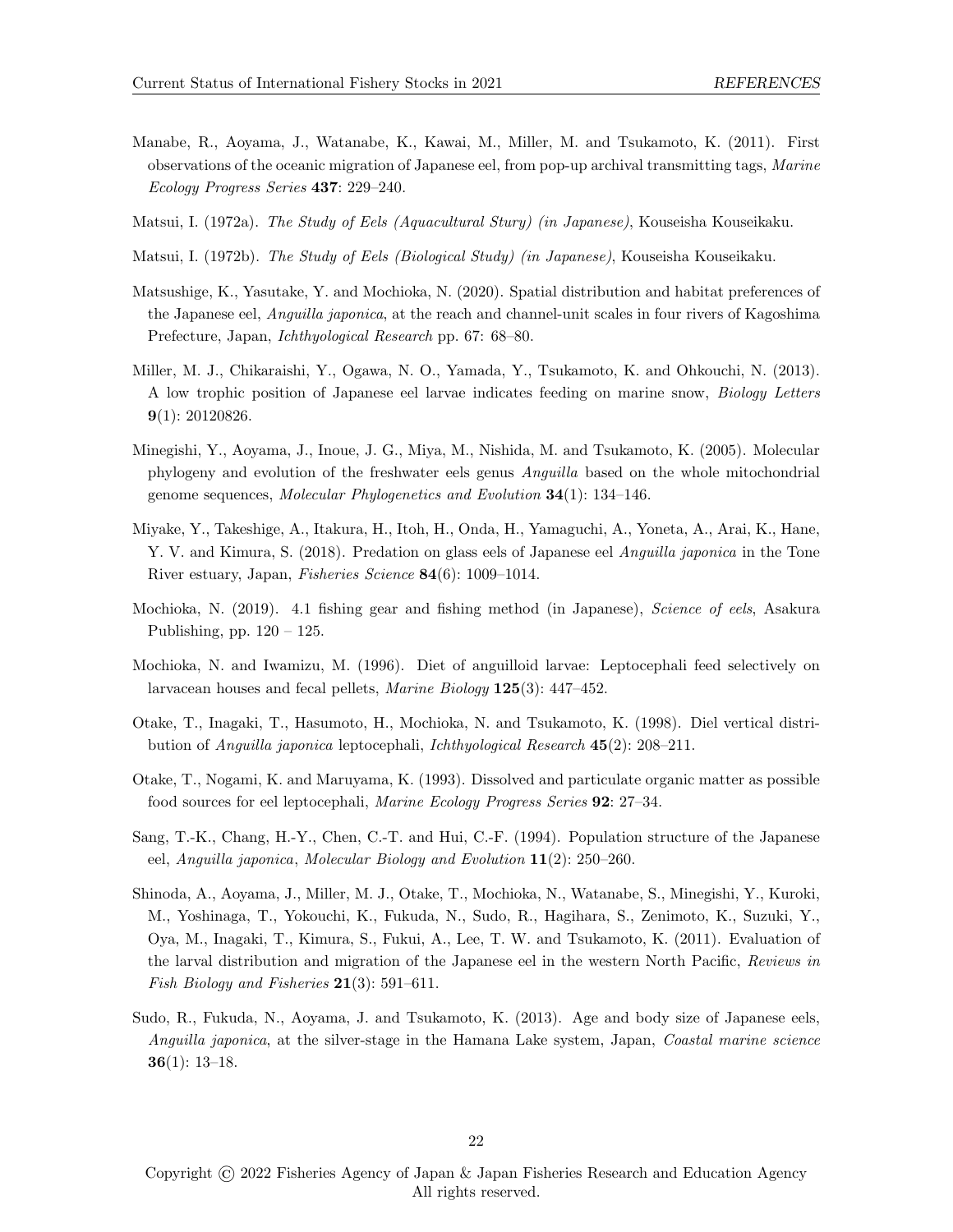Manabe, R., Aoyama, J., Watanabe, K., Kawai, M., Miller, M. and Tsukamoto, K. (2011). First observations of the oceanic migration of Japanese eel, from pop-up archival transmitting tags, *Marine Ecology Progress Series* **437**: 229–240.

Matsui, I. (1972a). *The Study of Eels (Aquacultural Stury) (in Japanese)*, Kouseisha Kouseikaku.

Matsui, I. (1972b). *The Study of Eels (Biological Study) (in Japanese)*, Kouseisha Kouseikaku.

Matsushige, K., Yasutake, Y. and Mochioka, N. (2020). Spatial distribution and habitat preferences of the Japanese eel, *Anguilla japonica*, at the reach and channel-unit scales in four rivers of Kagoshima Prefecture, Japan, *Ichthyological Research* pp. 67: 68–80.

Miller, M. J., Chikaraishi, Y., Ogawa, N. O., Yamada, Y., Tsukamoto, K. and Ohkouchi, N. (2013). A low trophic position of Japanese eel larvae indicates feeding on marine snow, *Biology Letters* **9**(1): 20120826.

Minegishi, Y., Aoyama, J., Inoue, J. G., Miya, M., Nishida, M. and Tsukamoto, K. (2005). Molecular phylogeny and evolution of the freshwater eels genus *Anguilla* based on the whole mitochondrial genome sequences, *Molecular Phylogenetics and Evolution* **34**(1): 134–146.

Miyake, Y., Takeshige, A., Itakura, H., Itoh, H., Onda, H., Yamaguchi, A., Yoneta, A., Arai, K., Hane, Y. V. and Kimura, S. (2018). Predation on glass eels of Japanese eel *Anguilla japonica* in the Tone River estuary, Japan, *Fisheries Science* **84**(6): 1009–1014.

Mochioka, N. (2019). 4.1 fishing gear and fishing method (in Japanese), *Science of eels*, Asakura Publishing, pp. 120 – 125.

Mochioka, N. and Iwamizu, M. (1996). Diet of anguilloid larvae: Leptocephali feed selectively on larvacean houses and fecal pellets, *Marine Biology* **125**(3): 447–452.

Otake, T., Inagaki, T., Hasumoto, H., Mochioka, N. and Tsukamoto, K. (1998). Diel vertical distribution of *Anguilla japonica* leptocephali, *Ichthyological Research* **45**(2): 208–211.

Otake, T., Nogami, K. and Maruyama, K. (1993). Dissolved and particulate organic matter as possible food sources for eel leptocephali, *Marine Ecology Progress Series* **92**: 27–34.

Sang, T.-K., Chang, H.-Y., Chen, C.-T. and Hui, C.-F. (1994). Population structure of the Japanese eel, *Anguilla japonica*, *Molecular Biology and Evolution* **11**(2): 250–260.

Shinoda, A., Aoyama, J., Miller, M. J., Otake, T., Mochioka, N., Watanabe, S., Minegishi, Y., Kuroki, M., Yoshinaga, T., Yokouchi, K., Fukuda, N., Sudo, R., Hagihara, S., Zenimoto, K., Suzuki, Y., Oya, M., Inagaki, T., Kimura, S., Fukui, A., Lee, T. W. and Tsukamoto, K. (2011). Evaluation of the larval distribution and migration of the Japanese eel in the western North Pacific, *Reviews in Fish Biology and Fisheries* **21**(3): 591–611.

Sudo, R., Fukuda, N., Aoyama, J. and Tsukamoto, K. (2013). Age and body size of Japanese eels, *Anguilla japonica*, at the silver-stage in the Hamana Lake system, Japan, *Coastal marine science* **36**(1): 13–18.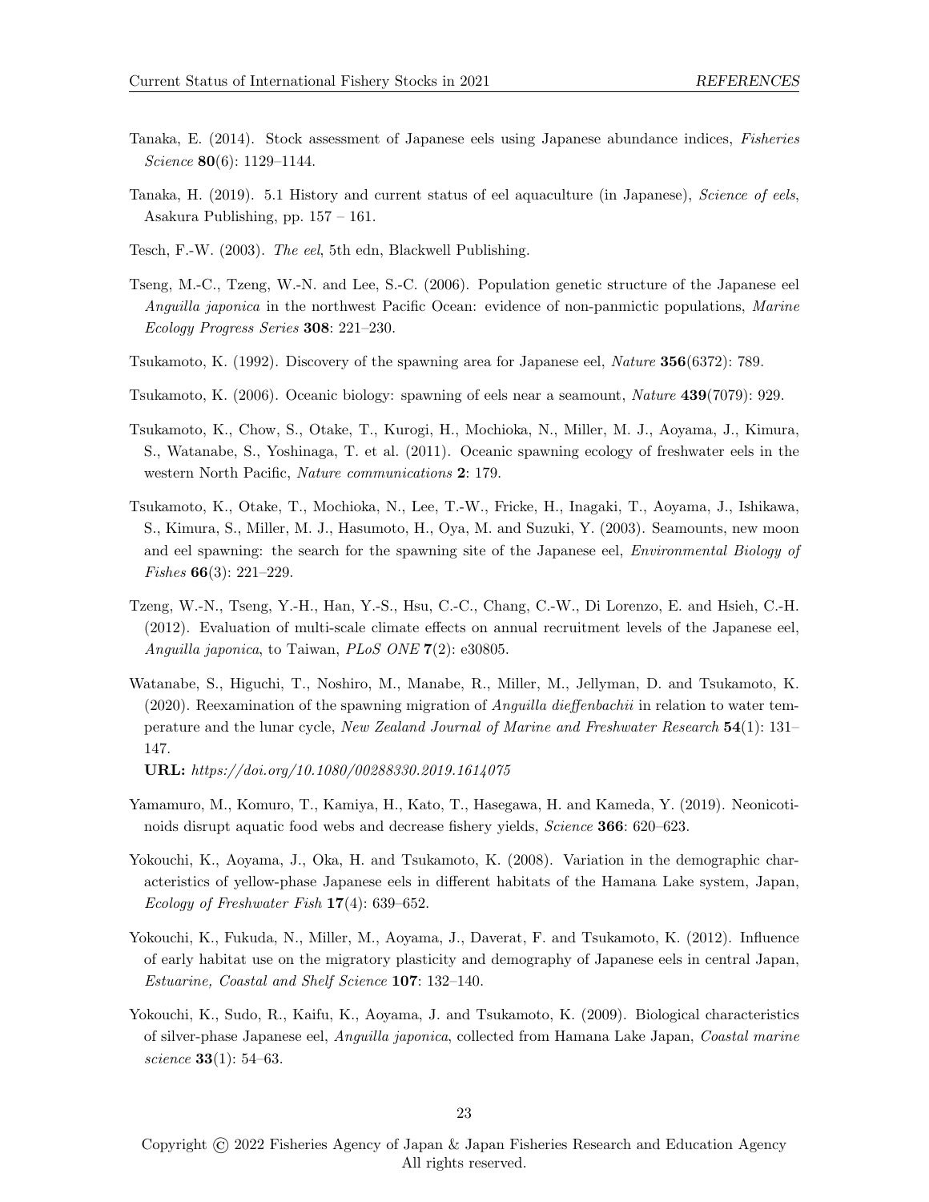Tanaka, E. (2014). Stock assessment of Japanese eels using Japanese abundance indices, *Fisheries Science* **80**(6): 1129–1144.

Tanaka, H. (2019). 5.1 History and current status of eel aquaculture (in Japanese), *Science of eels*, Asakura Publishing, pp. 157 – 161.

Tesch, F.-W. (2003). *The eel*, 5th edn, Blackwell Publishing.

Tseng, M.-C., Tzeng, W.-N. and Lee, S.-C. (2006). Population genetic structure of the Japanese eel *Anguilla japonica* in the northwest Pacific Ocean: evidence of non-panmictic populations, *Marine Ecology Progress Series* **308**: 221–230.

Tsukamoto, K. (1992). Discovery of the spawning area for Japanese eel, *Nature* **356**(6372): 789.

Tsukamoto, K. (2006). Oceanic biology: spawning of eels near a seamount, *Nature* **439**(7079): 929.

Tsukamoto, K., Chow, S., Otake, T., Kurogi, H., Mochioka, N., Miller, M. J., Aoyama, J., Kimura, S., Watanabe, S., Yoshinaga, T. et al. (2011). Oceanic spawning ecology of freshwater eels in the western North Pacific, *Nature communications* **2**: 179.

Tsukamoto, K., Otake, T., Mochioka, N., Lee, T.-W., Fricke, H., Inagaki, T., Aoyama, J., Ishikawa, S., Kimura, S., Miller, M. J., Hasumoto, H., Oya, M. and Suzuki, Y. (2003). Seamounts, new moon and eel spawning: the search for the spawning site of the Japanese eel, *Environmental Biology of Fishes* **66**(3): 221–229.

Tzeng, W.-N., Tseng, Y.-H., Han, Y.-S., Hsu, C.-C., Chang, C.-W., Di Lorenzo, E. and Hsieh, C.-H. (2012). Evaluation of multi-scale climate effects on annual recruitment levels of the Japanese eel, *Anguilla japonica*, to Taiwan, *PLoS ONE* **7**(2): e30805.

Watanabe, S., Higuchi, T., Noshiro, M., Manabe, R., Miller, M., Jellyman, D. and Tsukamoto, K. (2020). Reexamination of the spawning migration of *Anguilla dieffenbachii* in relation to water temperature and the lunar cycle, *New Zealand Journal of Marine and Freshwater Research* **54**(1): 131–147.
**URL:** *https://doi.org/10.1080/00288330.2019.1614075*

Yamamuro, M., Komuro, T., Kamiya, H., Kato, T., Hasegawa, H. and Kameda, Y. (2019). Neonicotinoids disrupt aquatic food webs and decrease fishery yields, *Science* **366**: 620–623.

Yokouchi, K., Aoyama, J., Oka, H. and Tsukamoto, K. (2008). Variation in the demographic characteristics of yellow-phase Japanese eels in different habitats of the Hamana Lake system, Japan, *Ecology of Freshwater Fish* **17**(4): 639–652.

Yokouchi, K., Fukuda, N., Miller, M., Aoyama, J., Daverat, F. and Tsukamoto, K. (2012). Influence of early habitat use on the migratory plasticity and demography of Japanese eels in central Japan, *Estuarine, Coastal and Shelf Science* **107**: 132–140.

Yokouchi, K., Sudo, R., Kaifu, K., Aoyama, J. and Tsukamoto, K. (2009). Biological characteristics of silver-phase Japanese eel, *Anguilla japonica*, collected from Hamana Lake Japan, *Coastal marine science* **33**(1): 54–63.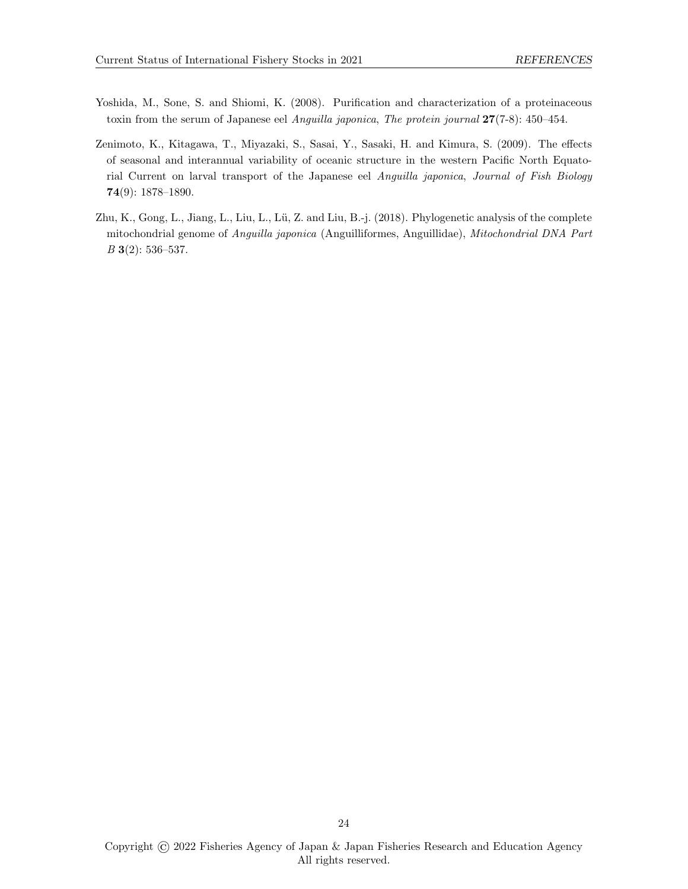Yoshida, M., Sone, S. and Shiomi, K. (2008). Purification and characterization of a proteinaceous toxin from the serum of Japanese eel *Anguilla japonica*, *The protein journal* **27**(7-8): 450–454.

Zenimoto, K., Kitagawa, T., Miyazaki, S., Sasai, Y., Sasaki, H. and Kimura, S. (2009). The effects of seasonal and interannual variability of oceanic structure in the western Pacific North Equatorial Current on larval transport of the Japanese eel *Anguilla japonica*, *Journal of Fish Biology* **74**(9): 1878–1890.

Zhu, K., Gong, L., Jiang, L., Liu, L., Lü, Z. and Liu, B.-j. (2018). Phylogenetic analysis of the complete mitochondrial genome of *Anguilla japonica* (Anguilliformes, Anguillidae), *Mitochondrial DNA Part B* **3**(2): 536–537.

Copyright © 2022 Fisheries Agency of Japan & Japan Fisheries Research and Education Agency
All rights reserved.